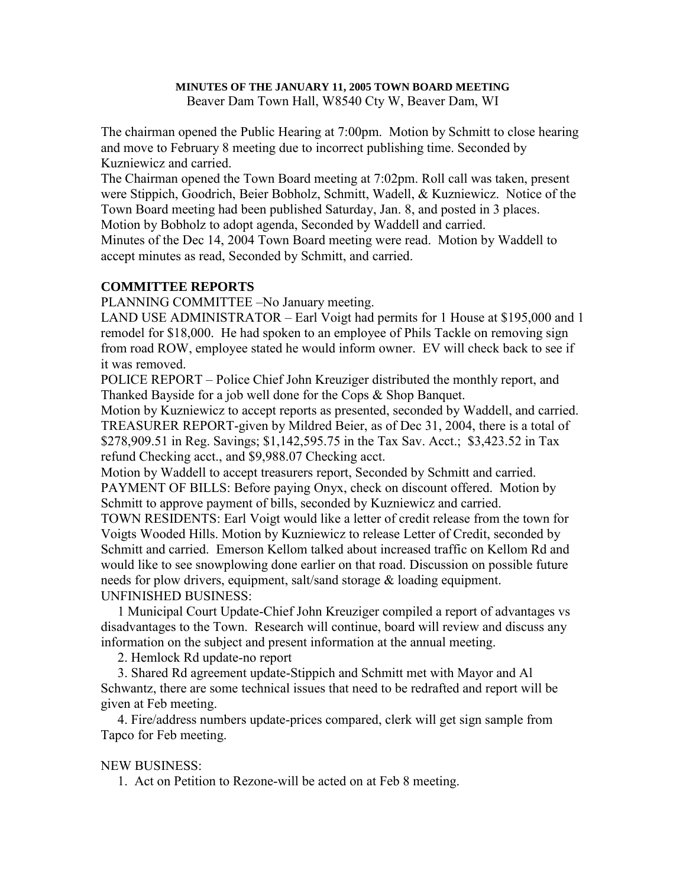**MINUTES OF THE JANUARY 11, 2005 TOWN BOARD MEETING**
Beaver Dam Town Hall, W8540 Cty W, Beaver Dam, WI

The chairman opened the Public Hearing at 7:00pm. Motion by Schmitt to close hearing and move to February 8 meeting due to incorrect publishing time. Seconded by Kuzniewicz and carried.
The Chairman opened the Town Board meeting at 7:02pm. Roll call was taken, present were Stippich, Goodrich, Beier Bobholz, Schmitt, Wadell, & Kuzniewicz. Notice of the Town Board meeting had been published Saturday, Jan. 8, and posted in 3 places.
Motion by Bobholz to adopt agenda, Seconded by Waddell and carried.
Minutes of the Dec 14, 2004 Town Board meeting were read. Motion by Waddell to accept minutes as read, Seconded by Schmitt, and carried.

## COMMITTEE REPORTS

PLANNING COMMITTEE –No January meeting.
LAND USE ADMINISTRATOR – Earl Voigt had permits for 1 House at $195,000 and 1 remodel for $18,000. He had spoken to an employee of Phils Tackle on removing sign from road ROW, employee stated he would inform owner. EV will check back to see if it was removed.
POLICE REPORT – Police Chief John Kreuziger distributed the monthly report, and Thanked Bayside for a job well done for the Cops & Shop Banquet.
Motion by Kuzniewicz to accept reports as presented, seconded by Waddell, and carried.
TREASURER REPORT-given by Mildred Beier, as of Dec 31, 2004, there is a total of $278,909.51 in Reg. Savings; $1,142,595.75 in the Tax Sav. Acct.; $3,423.52 in Tax refund Checking acct., and $9,988.07 Checking acct.
Motion by Waddell to accept treasurers report, Seconded by Schmitt and carried.
PAYMENT OF BILLS: Before paying Onyx, check on discount offered. Motion by Schmitt to approve payment of bills, seconded by Kuzniewicz and carried.
TOWN RESIDENTS: Earl Voigt would like a letter of credit release from the town for Voigts Wooded Hills. Motion by Kuzniewicz to release Letter of Credit, seconded by Schmitt and carried. Emerson Kellom talked about increased traffic on Kellom Rd and would like to see snowplowing done earlier on that road. Discussion on possible future needs for plow drivers, equipment, salt/sand storage & loading equipment.
UNFINISHED BUSINESS:

1 Municipal Court Update-Chief John Kreuziger compiled a report of advantages vs disadvantages to the Town. Research will continue, board will review and discuss any information on the subject and present information at the annual meeting.

2. Hemlock Rd update-no report

3. Shared Rd agreement update-Stippich and Schmitt met with Mayor and Al Schwantz, there are some technical issues that need to be redrafted and report will be given at Feb meeting.

4. Fire/address numbers update-prices compared, clerk will get sign sample from Tapco for Feb meeting.

NEW BUSINESS:

1. Act on Petition to Rezone-will be acted on at Feb 8 meeting.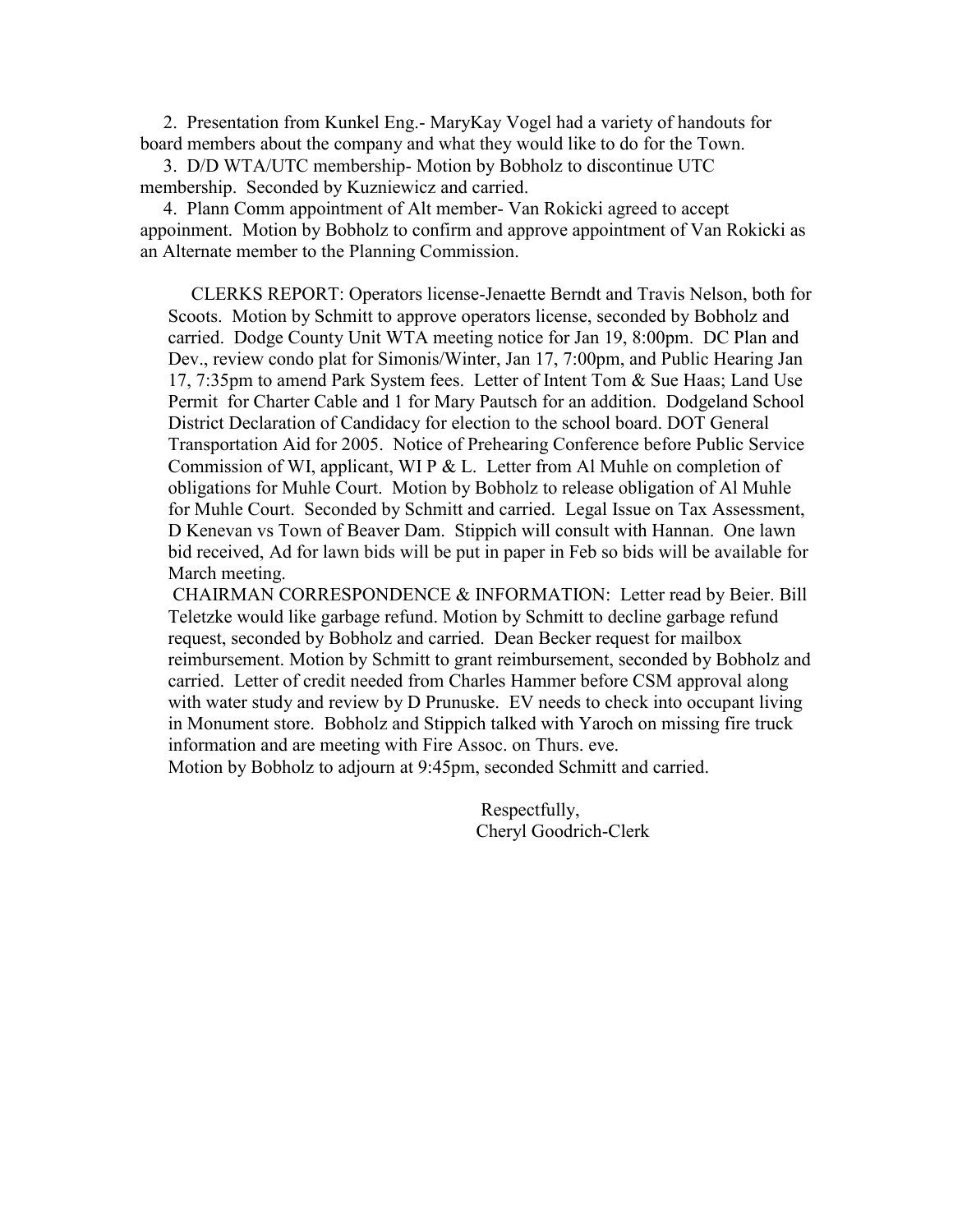2. Presentation from Kunkel Eng.- MaryKay Vogel had a variety of handouts for board members about the company and what they would like to do for the Town.

3. D/D WTA/UTC membership- Motion by Bobholz to discontinue UTC membership. Seconded by Kuzniewicz and carried.

4. Plann Comm appointment of Alt member- Van Rokicki agreed to accept appoinment. Motion by Bobholz to confirm and approve appointment of Van Rokicki as an Alternate member to the Planning Commission.

CLERKS REPORT: Operators license-Jenaette Berndt and Travis Nelson, both for Scoots. Motion by Schmitt to approve operators license, seconded by Bobholz and carried. Dodge County Unit WTA meeting notice for Jan 19, 8:00pm. DC Plan and Dev., review condo plat for Simonis/Winter, Jan 17, 7:00pm, and Public Hearing Jan 17, 7:35pm to amend Park System fees. Letter of Intent Tom & Sue Haas; Land Use Permit for Charter Cable and 1 for Mary Pautsch for an addition. Dodgeland School District Declaration of Candidacy for election to the school board. DOT General Transportation Aid for 2005. Notice of Prehearing Conference before Public Service Commission of WI, applicant, WI P & L. Letter from Al Muhle on completion of obligations for Muhle Court. Motion by Bobholz to release obligation of Al Muhle for Muhle Court. Seconded by Schmitt and carried. Legal Issue on Tax Assessment, D Kenevan vs Town of Beaver Dam. Stippich will consult with Hannan. One lawn bid received, Ad for lawn bids will be put in paper in Feb so bids will be available for March meeting.

CHAIRMAN CORRESPONDENCE & INFORMATION: Letter read by Beier. Bill Teletzke would like garbage refund. Motion by Schmitt to decline garbage refund request, seconded by Bobholz and carried. Dean Becker request for mailbox reimbursement. Motion by Schmitt to grant reimbursement, seconded by Bobholz and carried. Letter of credit needed from Charles Hammer before CSM approval along with water study and review by D Prunuske. EV needs to check into occupant living in Monument store. Bobholz and Stippich talked with Yaroch on missing fire truck information and are meeting with Fire Assoc. on Thurs. eve.

Motion by Bobholz to adjourn at 9:45pm, seconded Schmitt and carried.

Respectfully,
Cheryl Goodrich-Clerk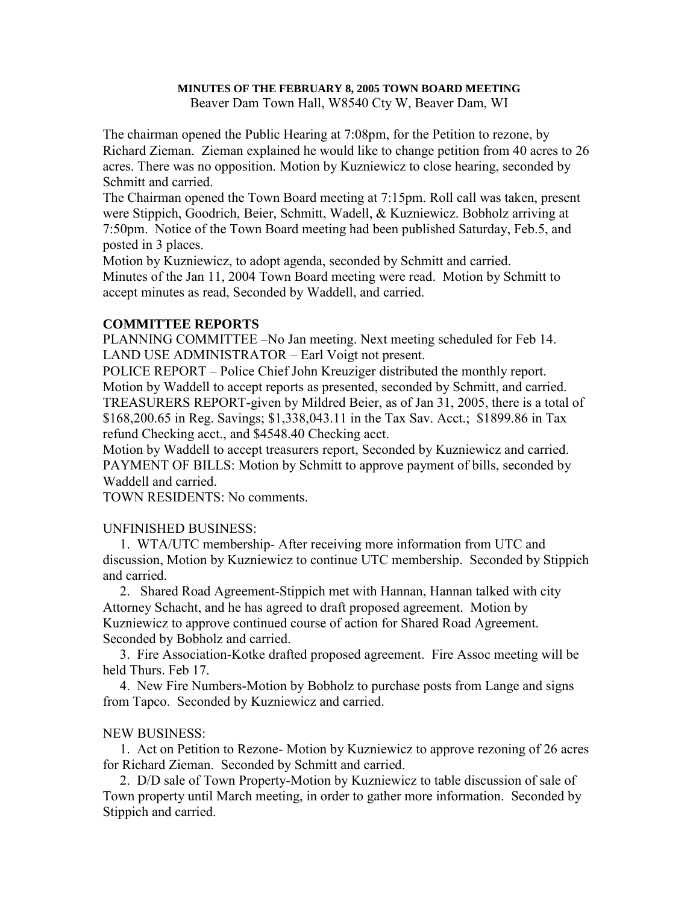**MINUTES OF THE FEBRUARY 8, 2005 TOWN BOARD MEETING**

Beaver Dam Town Hall, W8540 Cty W, Beaver Dam, WI

The chairman opened the Public Hearing at 7:08pm, for the Petition to rezone, by Richard Zieman. Zieman explained he would like to change petition from 40 acres to 26 acres. There was no opposition. Motion by Kuzniewicz to close hearing, seconded by Schmitt and carried.

The Chairman opened the Town Board meeting at 7:15pm. Roll call was taken, present were Stippich, Goodrich, Beier, Schmitt, Wadell, & Kuzniewicz. Bobholz arriving at 7:50pm. Notice of the Town Board meeting had been published Saturday, Feb.5, and posted in 3 places.

Motion by Kuzniewicz, to adopt agenda, seconded by Schmitt and carried.

Minutes of the Jan 11, 2004 Town Board meeting were read. Motion by Schmitt to accept minutes as read, Seconded by Waddell, and carried.

**COMMITTEE REPORTS**

PLANNING COMMITTEE –No Jan meeting. Next meeting scheduled for Feb 14.

LAND USE ADMINISTRATOR – Earl Voigt not present.

POLICE REPORT – Police Chief John Kreuziger distributed the monthly report. Motion by Waddell to accept reports as presented, seconded by Schmitt, and carried.

TREASURERS REPORT-given by Mildred Beier, as of Jan 31, 2005, there is a total of $168,200.65 in Reg. Savings; $1,338,043.11 in the Tax Sav. Acct.; $1899.86 in Tax refund Checking acct., and $4548.40 Checking acct.

Motion by Waddell to accept treasurers report, Seconded by Kuzniewicz and carried.

PAYMENT OF BILLS: Motion by Schmitt to approve payment of bills, seconded by Waddell and carried.

TOWN RESIDENTS: No comments.

UNFINISHED BUSINESS:

1. WTA/UTC membership- After receiving more information from UTC and discussion, Motion by Kuzniewicz to continue UTC membership. Seconded by Stippich and carried.
2. Shared Road Agreement-Stippich met with Hannan, Hannan talked with city Attorney Schacht, and he has agreed to draft proposed agreement. Motion by Kuzniewicz to approve continued course of action for Shared Road Agreement. Seconded by Bobholz and carried.
3. Fire Association-Kotke drafted proposed agreement. Fire Assoc meeting will be held Thurs. Feb 17.
4. New Fire Numbers-Motion by Bobholz to purchase posts from Lange and signs from Tapco. Seconded by Kuzniewicz and carried.

NEW BUSINESS:

1. Act on Petition to Rezone- Motion by Kuzniewicz to approve rezoning of 26 acres for Richard Zieman. Seconded by Schmitt and carried.
2. D/D sale of Town Property-Motion by Kuzniewicz to table discussion of sale of Town property until March meeting, in order to gather more information. Seconded by Stippich and carried.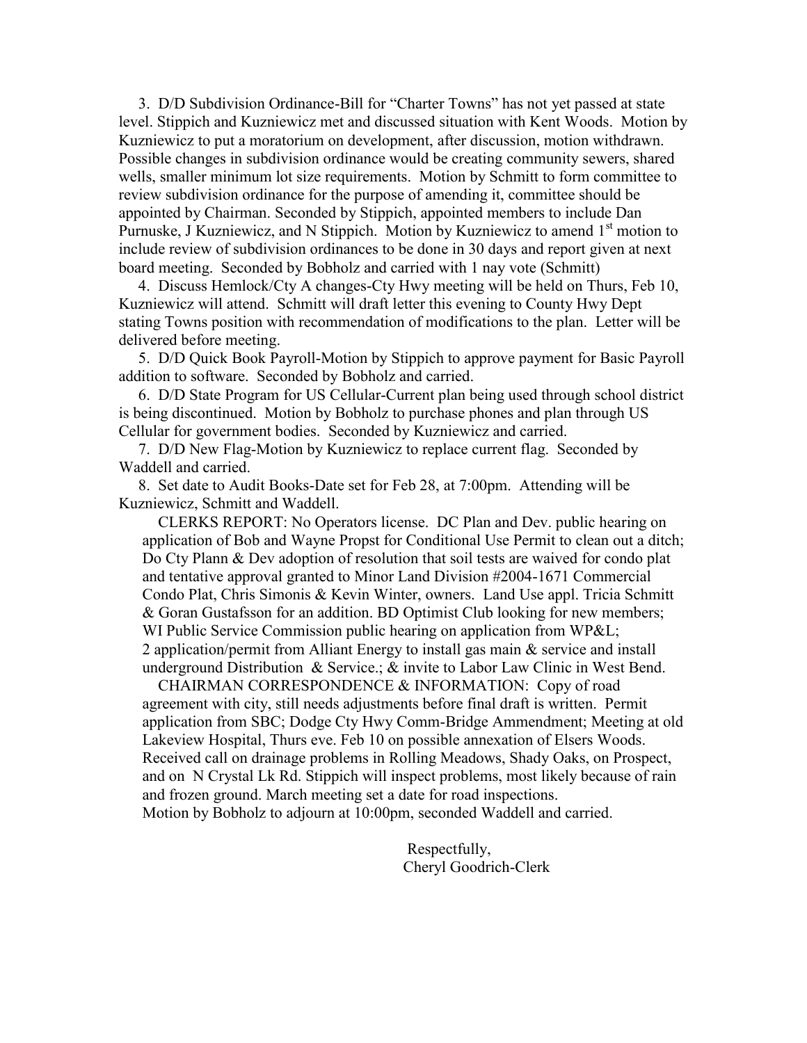3. D/D Subdivision Ordinance-Bill for "Charter Towns" has not yet passed at state level. Stippich and Kuzniewicz met and discussed situation with Kent Woods. Motion by Kuzniewicz to put a moratorium on development, after discussion, motion withdrawn. Possible changes in subdivision ordinance would be creating community sewers, shared wells, smaller minimum lot size requirements. Motion by Schmitt to form committee to review subdivision ordinance for the purpose of amending it, committee should be appointed by Chairman. Seconded by Stippich, appointed members to include Dan Purnuske, J Kuzniewicz, and N Stippich. Motion by Kuzniewicz to amend 1st motion to include review of subdivision ordinances to be done in 30 days and report given at next board meeting. Seconded by Bobholz and carried with 1 nay vote (Schmitt)

4. Discuss Hemlock/Cty A changes-Cty Hwy meeting will be held on Thurs, Feb 10, Kuzniewicz will attend. Schmitt will draft letter this evening to County Hwy Dept stating Towns position with recommendation of modifications to the plan. Letter will be delivered before meeting.

5. D/D Quick Book Payroll-Motion by Stippich to approve payment for Basic Payroll addition to software. Seconded by Bobholz and carried.

6. D/D State Program for US Cellular-Current plan being used through school district is being discontinued. Motion by Bobholz to purchase phones and plan through US Cellular for government bodies. Seconded by Kuzniewicz and carried.

7. D/D New Flag-Motion by Kuzniewicz to replace current flag. Seconded by Waddell and carried.

8. Set date to Audit Books-Date set for Feb 28, at 7:00pm. Attending will be Kuzniewicz, Schmitt and Waddell.

CLERKS REPORT: No Operators license. DC Plan and Dev. public hearing on application of Bob and Wayne Propst for Conditional Use Permit to clean out a ditch; Do Cty Plann & Dev adoption of resolution that soil tests are waived for condo plat and tentative approval granted to Minor Land Division #2004-1671 Commercial Condo Plat, Chris Simonis & Kevin Winter, owners. Land Use appl. Tricia Schmitt & Goran Gustafsson for an addition. BD Optimist Club looking for new members; WI Public Service Commission public hearing on application from WP&L; 2 application/permit from Alliant Energy to install gas main & service and install underground Distribution & Service.; & invite to Labor Law Clinic in West Bend.

CHAIRMAN CORRESPONDENCE & INFORMATION: Copy of road agreement with city, still needs adjustments before final draft is written. Permit application from SBC; Dodge Cty Hwy Comm-Bridge Ammendment; Meeting at old Lakeview Hospital, Thurs eve. Feb 10 on possible annexation of Elsers Woods. Received call on drainage problems in Rolling Meadows, Shady Oaks, on Prospect, and on N Crystal Lk Rd. Stippich will inspect problems, most likely because of rain and frozen ground. March meeting set a date for road inspections.

Motion by Bobholz to adjourn at 10:00pm, seconded Waddell and carried.

Respectfully,
Cheryl Goodrich-Clerk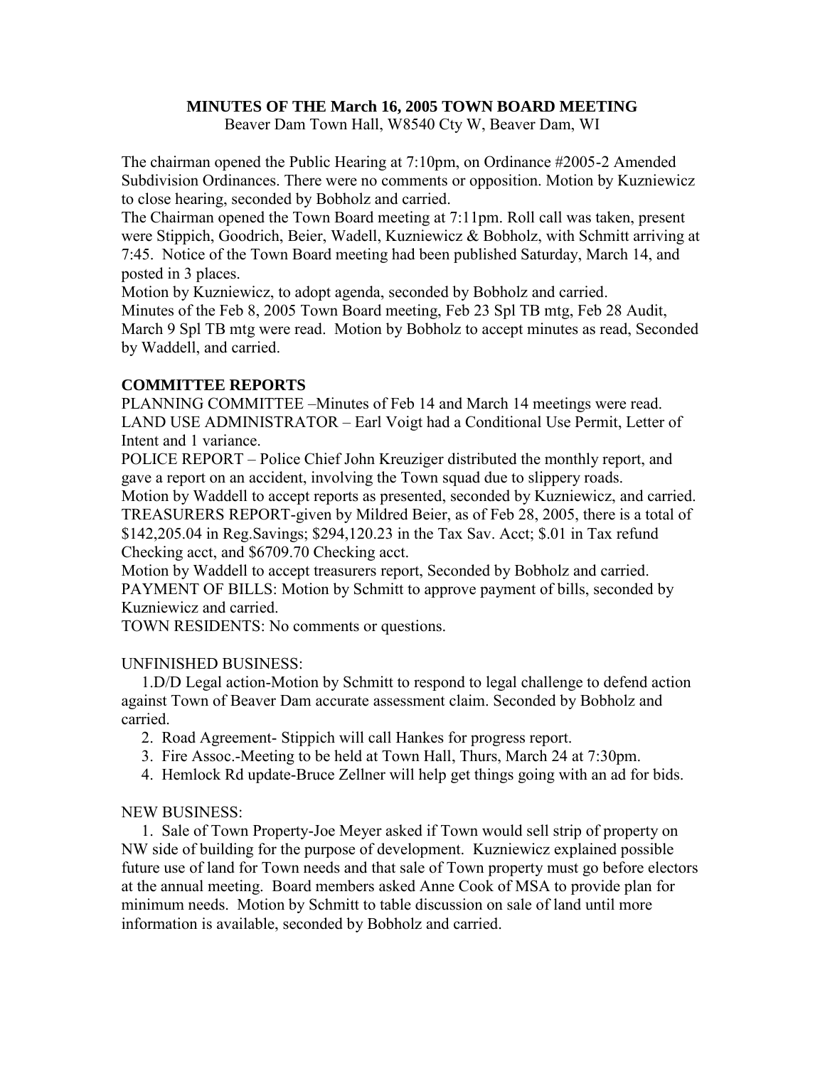**MINUTES OF THE March 16, 2005 TOWN BOARD MEETING**

Beaver Dam Town Hall, W8540 Cty W, Beaver Dam, WI

The chairman opened the Public Hearing at 7:10pm, on Ordinance #2005-2 Amended Subdivision Ordinances. There were no comments or opposition. Motion by Kuzniewicz to close hearing, seconded by Bobholz and carried.

The Chairman opened the Town Board meeting at 7:11pm. Roll call was taken, present were Stippich, Goodrich, Beier, Wadell, Kuzniewicz & Bobholz, with Schmitt arriving at 7:45. Notice of the Town Board meeting had been published Saturday, March 14, and posted in 3 places.

Motion by Kuzniewicz, to adopt agenda, seconded by Bobholz and carried.

Minutes of the Feb 8, 2005 Town Board meeting, Feb 23 Spl TB mtg, Feb 28 Audit, March 9 Spl TB mtg were read. Motion by Bobholz to accept minutes as read, Seconded by Waddell, and carried.

**COMMITTEE REPORTS**

PLANNING COMMITTEE –Minutes of Feb 14 and March 14 meetings were read.

LAND USE ADMINISTRATOR – Earl Voigt had a Conditional Use Permit, Letter of Intent and 1 variance.

POLICE REPORT – Police Chief John Kreuziger distributed the monthly report, and gave a report on an accident, involving the Town squad due to slippery roads.

Motion by Waddell to accept reports as presented, seconded by Kuzniewicz, and carried.

TREASURERS REPORT-given by Mildred Beier, as of Feb 28, 2005, there is a total of $142,205.04 in Reg.Savings; $294,120.23 in the Tax Sav. Acct; $.01 in Tax refund Checking acct, and $6709.70 Checking acct.

Motion by Waddell to accept treasurers report, Seconded by Bobholz and carried.

PAYMENT OF BILLS: Motion by Schmitt to approve payment of bills, seconded by Kuzniewicz and carried.

TOWN RESIDENTS: No comments or questions.

UNFINISHED BUSINESS:

1. D/D Legal action-Motion by Schmitt to respond to legal challenge to defend action against Town of Beaver Dam accurate assessment claim. Seconded by Bobholz and carried.
2. Road Agreement- Stippich will call Hankes for progress report.
3. Fire Assoc.-Meeting to be held at Town Hall, Thurs, March 24 at 7:30pm.
4. Hemlock Rd update-Bruce Zellner will help get things going with an ad for bids.

NEW BUSINESS:

1. Sale of Town Property-Joe Meyer asked if Town would sell strip of property on NW side of building for the purpose of development. Kuzniewicz explained possible future use of land for Town needs and that sale of Town property must go before electors at the annual meeting. Board members asked Anne Cook of MSA to provide plan for minimum needs. Motion by Schmitt to table discussion on sale of land until more information is available, seconded by Bobholz and carried.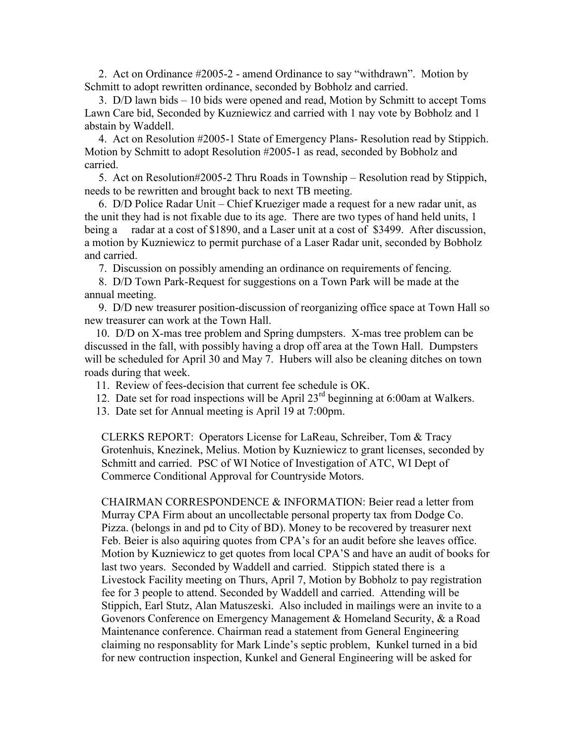2. Act on Ordinance #2005-2 - amend Ordinance to say "withdrawn". Motion by Schmitt to adopt rewritten ordinance, seconded by Bobholz and carried.

3. D/D lawn bids – 10 bids were opened and read, Motion by Schmitt to accept Toms Lawn Care bid, Seconded by Kuzniewicz and carried with 1 nay vote by Bobholz and 1 abstain by Waddell.

4. Act on Resolution #2005-1 State of Emergency Plans- Resolution read by Stippich. Motion by Schmitt to adopt Resolution #2005-1 as read, seconded by Bobholz and carried.

5. Act on Resolution#2005-2 Thru Roads in Township – Resolution read by Stippich, needs to be rewritten and brought back to next TB meeting.

6. D/D Police Radar Unit – Chief Krueziger made a request for a new radar unit, as the unit they had is not fixable due to its age. There are two types of hand held units, 1 being a radar at a cost of $1890, and a Laser unit at a cost of $3499. After discussion, a motion by Kuzniewicz to permit purchase of a Laser Radar unit, seconded by Bobholz and carried.

7. Discussion on possibly amending an ordinance on requirements of fencing.

8. D/D Town Park-Request for suggestions on a Town Park will be made at the annual meeting.

9. D/D new treasurer position-discussion of reorganizing office space at Town Hall so new treasurer can work at the Town Hall.

10. D/D on X-mas tree problem and Spring dumpsters. X-mas tree problem can be discussed in the fall, with possibly having a drop off area at the Town Hall. Dumpsters will be scheduled for April 30 and May 7. Hubers will also be cleaning ditches on town roads during that week.

11. Review of fees-decision that current fee schedule is OK.

12. Date set for road inspections will be April 23rd beginning at 6:00am at Walkers.

13. Date set for Annual meeting is April 19 at 7:00pm.

CLERKS REPORT: Operators License for LaReau, Schreiber, Tom & Tracy Grotenhuis, Knezinek, Melius. Motion by Kuzniewicz to grant licenses, seconded by Schmitt and carried. PSC of WI Notice of Investigation of ATC, WI Dept of Commerce Conditional Approval for Countryside Motors.

CHAIRMAN CORRESPONDENCE & INFORMATION: Beier read a letter from Murray CPA Firm about an uncollectable personal property tax from Dodge Co. Pizza. (belongs in and pd to City of BD). Money to be recovered by treasurer next Feb. Beier is also aquiring quotes from CPA's for an audit before she leaves office. Motion by Kuzniewicz to get quotes from local CPA'S and have an audit of books for last two years. Seconded by Waddell and carried. Stippich stated there is a Livestock Facility meeting on Thurs, April 7, Motion by Bobholz to pay registration fee for 3 people to attend. Seconded by Waddell and carried. Attending will be Stippich, Earl Stutz, Alan Matuszeski. Also included in mailings were an invite to a Govenors Conference on Emergency Management & Homeland Security, & a Road Maintenance conference. Chairman read a statement from General Engineering claiming no responsablity for Mark Linde's septic problem, Kunkel turned in a bid for new contruction inspection, Kunkel and General Engineering will be asked for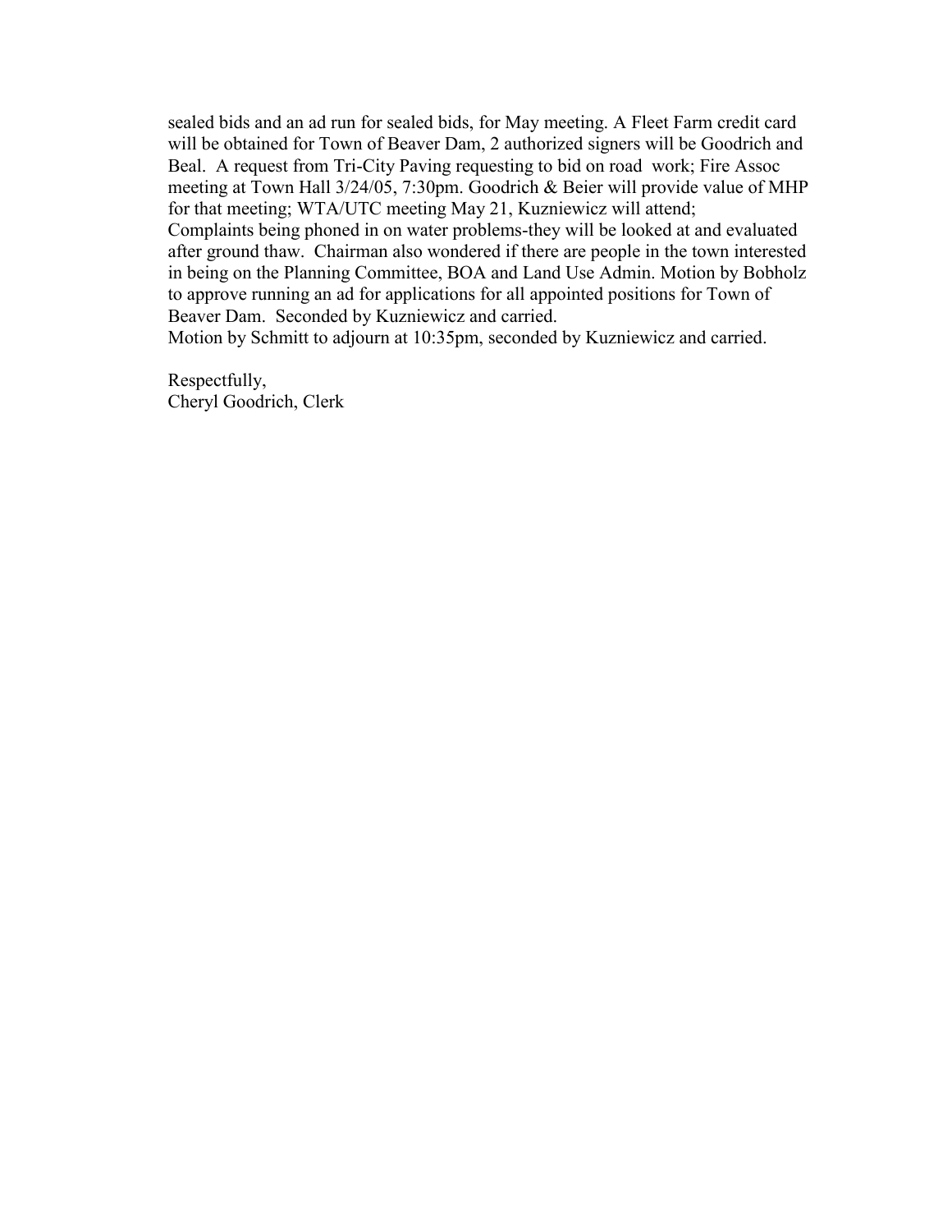sealed bids and an ad run for sealed bids, for May meeting. A Fleet Farm credit card will be obtained for Town of Beaver Dam, 2 authorized signers will be Goodrich and Beal. A request from Tri-City Paving requesting to bid on road work; Fire Assoc meeting at Town Hall 3/24/05, 7:30pm. Goodrich & Beier will provide value of MHP for that meeting; WTA/UTC meeting May 21, Kuzniewicz will attend; Complaints being phoned in on water problems-they will be looked at and evaluated after ground thaw. Chairman also wondered if there are people in the town interested in being on the Planning Committee, BOA and Land Use Admin. Motion by Bobholz to approve running an ad for applications for all appointed positions for Town of Beaver Dam. Seconded by Kuzniewicz and carried.
Motion by Schmitt to adjourn at 10:35pm, seconded by Kuzniewicz and carried.

Respectfully,
Cheryl Goodrich, Clerk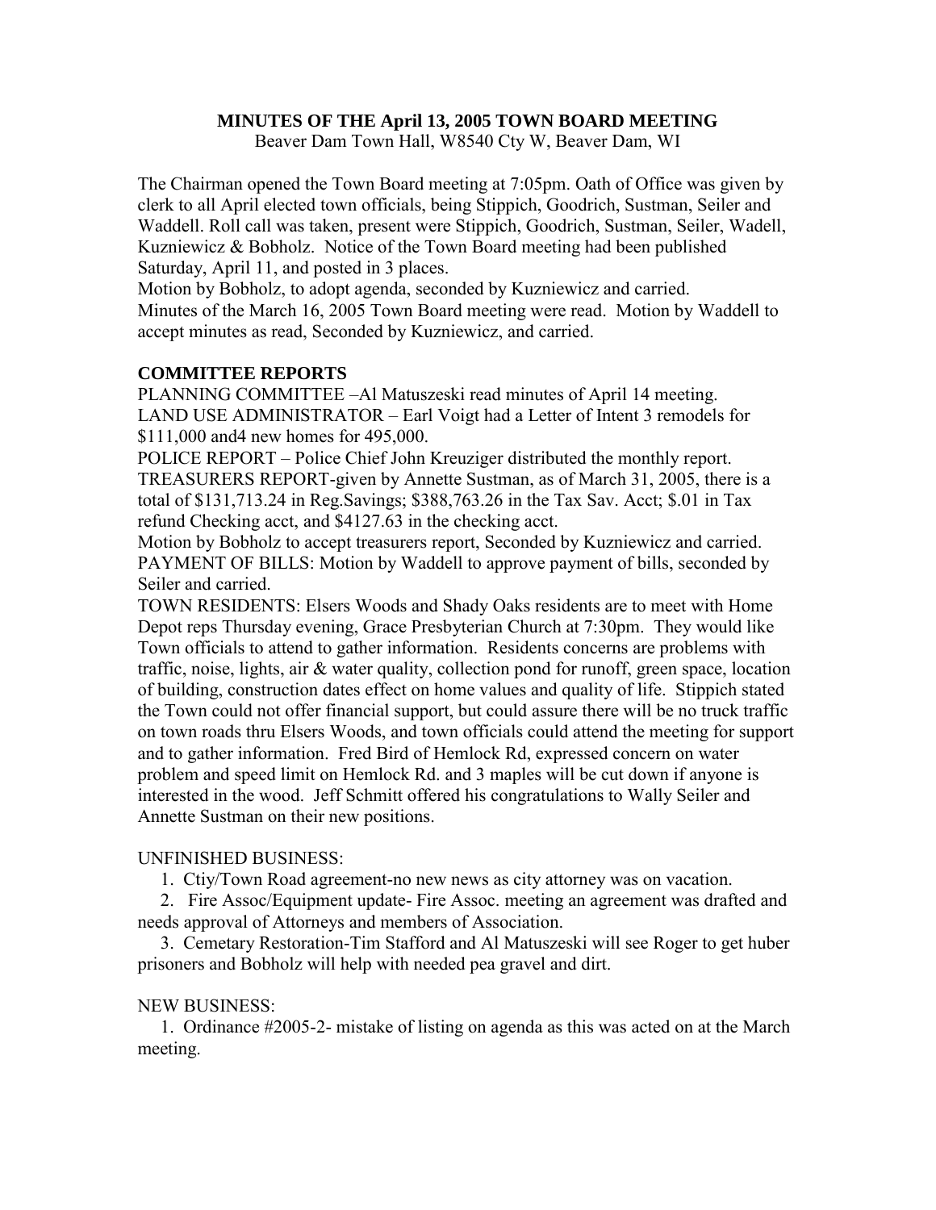**MINUTES OF THE April 13, 2005 TOWN BOARD MEETING**
Beaver Dam Town Hall, W8540 Cty W, Beaver Dam, WI

The Chairman opened the Town Board meeting at 7:05pm. Oath of Office was given by clerk to all April elected town officials, being Stippich, Goodrich, Sustman, Seiler and Waddell. Roll call was taken, present were Stippich, Goodrich, Sustman, Seiler, Wadell, Kuzniewicz & Bobholz. Notice of the Town Board meeting had been published Saturday, April 11, and posted in 3 places.
Motion by Bobholz, to adopt agenda, seconded by Kuzniewicz and carried.
Minutes of the March 16, 2005 Town Board meeting were read. Motion by Waddell to accept minutes as read, Seconded by Kuzniewicz, and carried.

**COMMITTEE REPORTS**
PLANNING COMMITTEE –Al Matuszeski read minutes of April 14 meeting.
LAND USE ADMINISTRATOR – Earl Voigt had a Letter of Intent 3 remodels for $111,000 and4 new homes for 495,000.
POLICE REPORT – Police Chief John Kreuziger distributed the monthly report.
TREASURERS REPORT-given by Annette Sustman, as of March 31, 2005, there is a total of $131,713.24 in Reg.Savings; $388,763.26 in the Tax Sav. Acct; $.01 in Tax refund Checking acct, and $4127.63 in the checking acct.
Motion by Bobholz to accept treasurers report, Seconded by Kuzniewicz and carried.
PAYMENT OF BILLS: Motion by Waddell to approve payment of bills, seconded by Seiler and carried.
TOWN RESIDENTS: Elsers Woods and Shady Oaks residents are to meet with Home Depot reps Thursday evening, Grace Presbyterian Church at 7:30pm. They would like Town officials to attend to gather information. Residents concerns are problems with traffic, noise, lights, air & water quality, collection pond for runoff, green space, location of building, construction dates effect on home values and quality of life. Stippich stated the Town could not offer financial support, but could assure there will be no truck traffic on town roads thru Elsers Woods, and town officials could attend the meeting for support and to gather information. Fred Bird of Hemlock Rd, expressed concern on water problem and speed limit on Hemlock Rd. and 3 maples will be cut down if anyone is interested in the wood. Jeff Schmitt offered his congratulations to Wally Seiler and Annette Sustman on their new positions.

UNFINISHED BUSINESS:

1. Ctiy/Town Road agreement-no new news as city attorney was on vacation.
2. Fire Assoc/Equipment update- Fire Assoc. meeting an agreement was drafted and needs approval of Attorneys and members of Association.
3. Cemetary Restoration-Tim Stafford and Al Matuszeski will see Roger to get huber prisoners and Bobholz will help with needed pea gravel and dirt.

NEW BUSINESS:

1. Ordinance #2005-2- mistake of listing on agenda as this was acted on at the March meeting.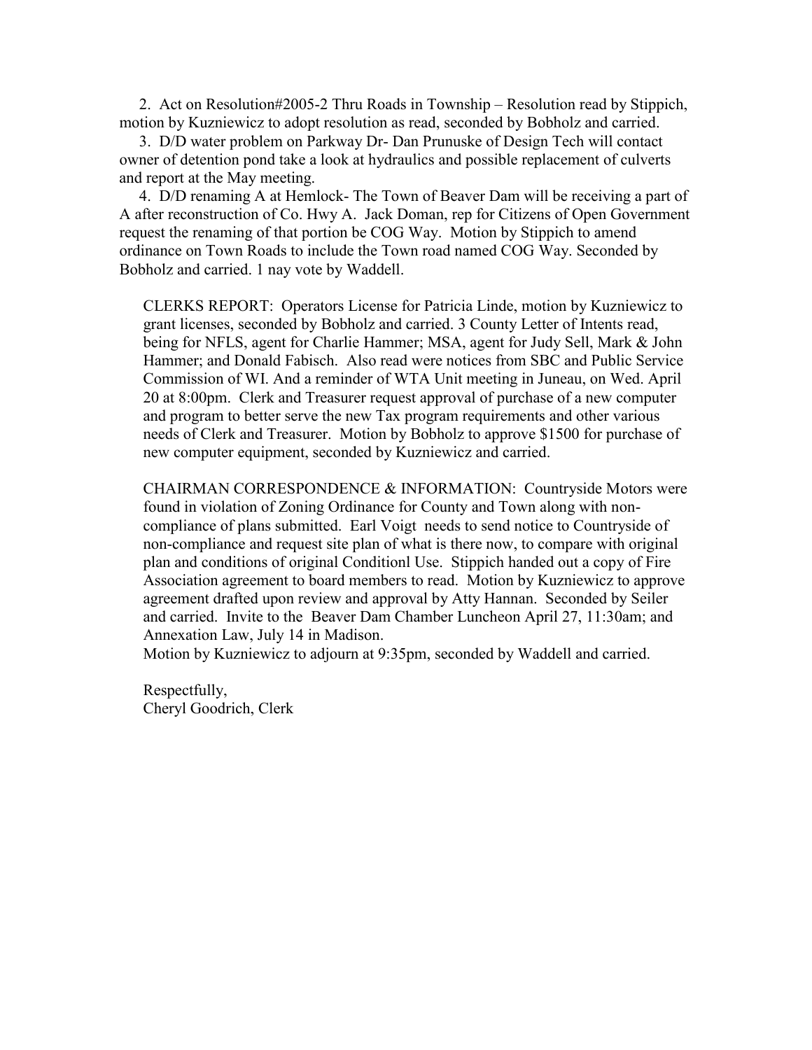2. Act on Resolution#2005-2 Thru Roads in Township – Resolution read by Stippich, motion by Kuzniewicz to adopt resolution as read, seconded by Bobholz and carried.

3. D/D water problem on Parkway Dr- Dan Prunuske of Design Tech will contact owner of detention pond take a look at hydraulics and possible replacement of culverts and report at the May meeting.

4. D/D renaming A at Hemlock- The Town of Beaver Dam will be receiving a part of A after reconstruction of Co. Hwy A. Jack Doman, rep for Citizens of Open Government request the renaming of that portion be COG Way. Motion by Stippich to amend ordinance on Town Roads to include the Town road named COG Way. Seconded by Bobholz and carried. 1 nay vote by Waddell.

CLERKS REPORT: Operators License for Patricia Linde, motion by Kuzniewicz to grant licenses, seconded by Bobholz and carried. 3 County Letter of Intents read, being for NFLS, agent for Charlie Hammer; MSA, agent for Judy Sell, Mark & John Hammer; and Donald Fabisch. Also read were notices from SBC and Public Service Commission of WI. And a reminder of WTA Unit meeting in Juneau, on Wed. April 20 at 8:00pm. Clerk and Treasurer request approval of purchase of a new computer and program to better serve the new Tax program requirements and other various needs of Clerk and Treasurer. Motion by Bobholz to approve $1500 for purchase of new computer equipment, seconded by Kuzniewicz and carried.

CHAIRMAN CORRESPONDENCE & INFORMATION: Countryside Motors were found in violation of Zoning Ordinance for County and Town along with non-compliance of plans submitted. Earl Voigt needs to send notice to Countryside of non-compliance and request site plan of what is there now, to compare with original plan and conditions of original Conditionl Use. Stippich handed out a copy of Fire Association agreement to board members to read. Motion by Kuzniewicz to approve agreement drafted upon review and approval by Atty Hannan. Seconded by Seiler and carried. Invite to the Beaver Dam Chamber Luncheon April 27, 11:30am; and Annexation Law, July 14 in Madison.

Motion by Kuzniewicz to adjourn at 9:35pm, seconded by Waddell and carried.

Respectfully,
Cheryl Goodrich, Clerk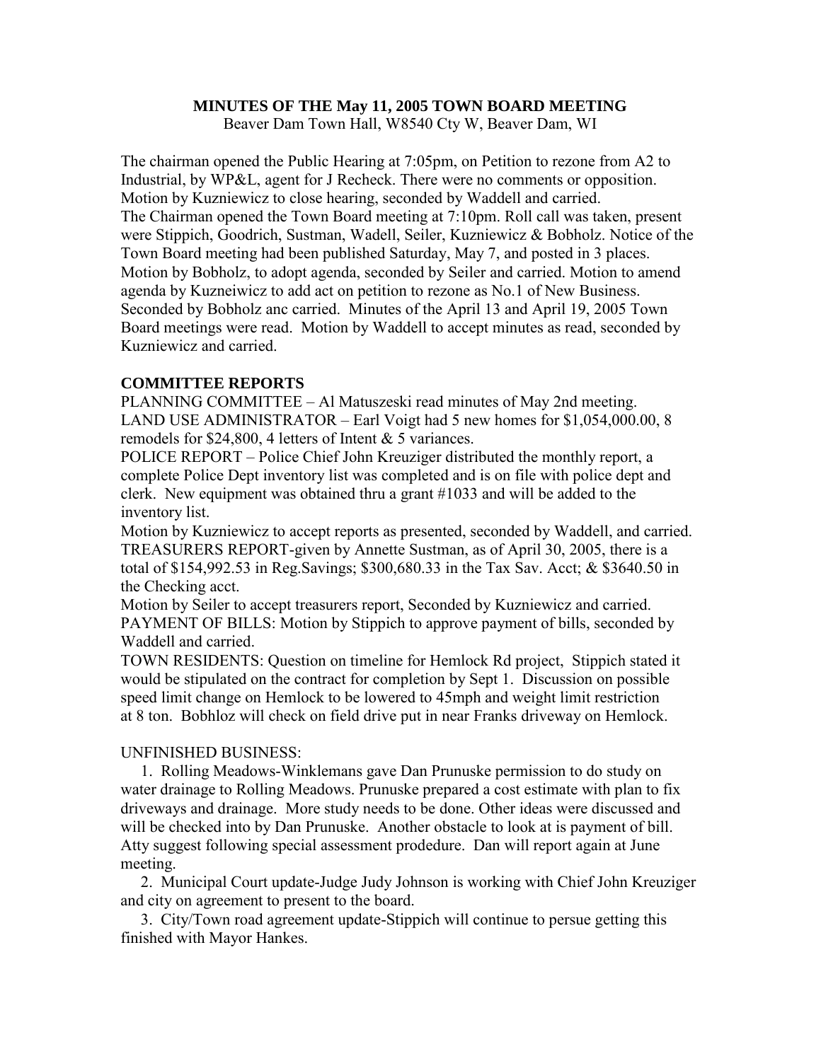**MINUTES OF THE May 11, 2005 TOWN BOARD MEETING**

Beaver Dam Town Hall, W8540 Cty W, Beaver Dam, WI

The chairman opened the Public Hearing at 7:05pm, on Petition to rezone from A2 to Industrial, by WP&L, agent for J Recheck. There were no comments or opposition. Motion by Kuzniewicz to close hearing, seconded by Waddell and carried. The Chairman opened the Town Board meeting at 7:10pm. Roll call was taken, present were Stippich, Goodrich, Sustman, Wadell, Seiler, Kuzniewicz & Bobholz. Notice of the Town Board meeting had been published Saturday, May 7, and posted in 3 places. Motion by Bobholz, to adopt agenda, seconded by Seiler and carried. Motion to amend agenda by Kuzneiwicz to add act on petition to rezone as No.1 of New Business. Seconded by Bobholz anc carried. Minutes of the April 13 and April 19, 2005 Town Board meetings were read. Motion by Waddell to accept minutes as read, seconded by Kuzniewicz and carried.

**COMMITTEE REPORTS**

PLANNING COMMITTEE – Al Matuszeski read minutes of May 2nd meeting.
LAND USE ADMINISTRATOR – Earl Voigt had 5 new homes for $1,054,000.00, 8 remodels for $24,800, 4 letters of Intent & 5 variances.
POLICE REPORT – Police Chief John Kreuziger distributed the monthly report, a complete Police Dept inventory list was completed and is on file with police dept and clerk. New equipment was obtained thru a grant #1033 and will be added to the inventory list.
Motion by Kuzniewicz to accept reports as presented, seconded by Waddell, and carried.
TREASURERS REPORT-given by Annette Sustman, as of April 30, 2005, there is a total of $154,992.53 in Reg.Savings; $300,680.33 in the Tax Sav. Acct; & $3640.50 in the Checking acct.
Motion by Seiler to accept treasurers report, Seconded by Kuzniewicz and carried.
PAYMENT OF BILLS: Motion by Stippich to approve payment of bills, seconded by Waddell and carried.
TOWN RESIDENTS: Question on timeline for Hemlock Rd project, Stippich stated it would be stipulated on the contract for completion by Sept 1. Discussion on possible speed limit change on Hemlock to be lowered to 45mph and weight limit restriction at 8 ton. Bobhloz will check on field drive put in near Franks driveway on Hemlock.

UNFINISHED BUSINESS:

1. Rolling Meadows-Winklemans gave Dan Prunuske permission to do study on water drainage to Rolling Meadows. Prunuske prepared a cost estimate with plan to fix driveways and drainage. More study needs to be done. Other ideas were discussed and will be checked into by Dan Prunuske. Another obstacle to look at is payment of bill. Atty suggest following special assessment prodedure. Dan will report again at June meeting.
2. Municipal Court update-Judge Judy Johnson is working with Chief John Kreuziger and city on agreement to present to the board.
3. City/Town road agreement update-Stippich will continue to persue getting this finished with Mayor Hankes.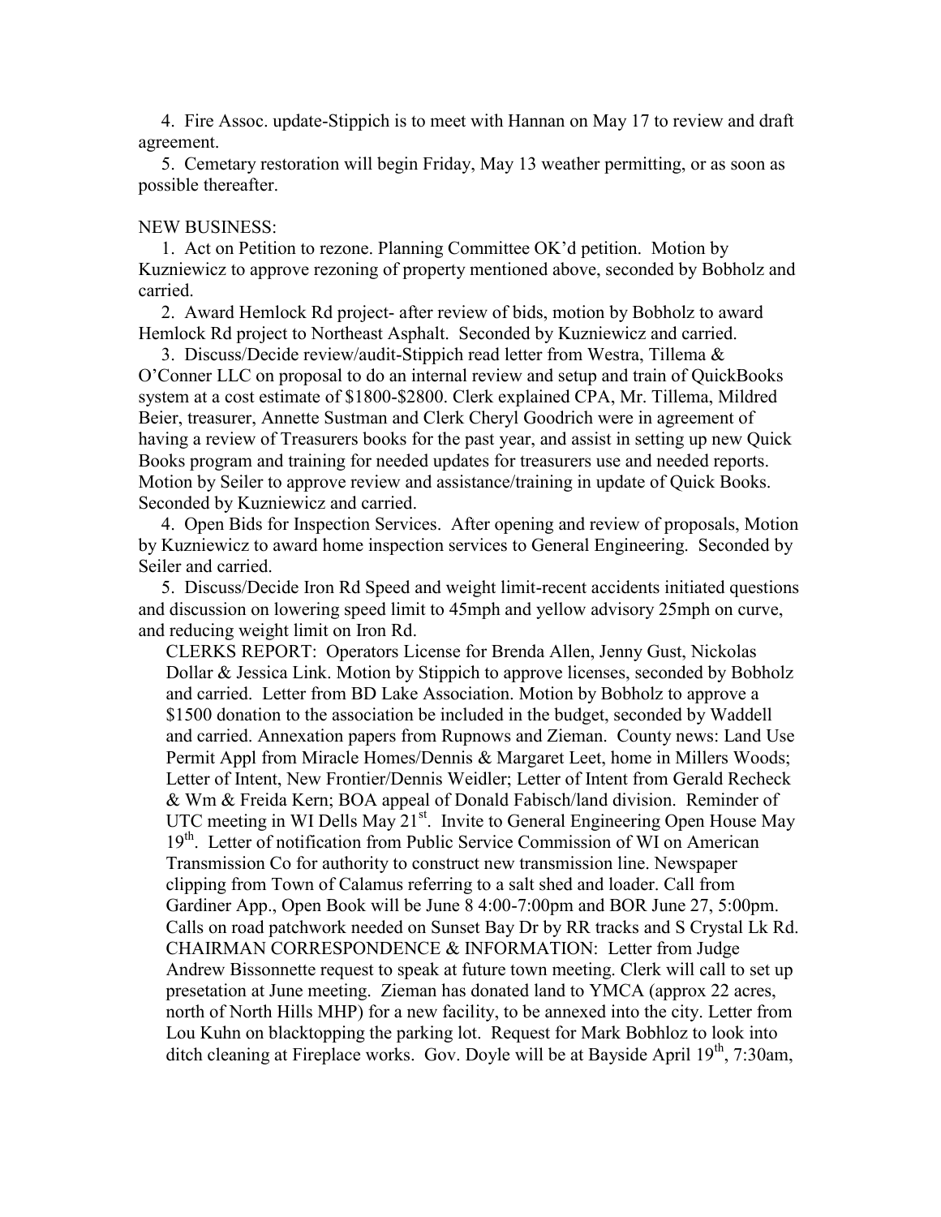4. Fire Assoc. update-Stippich is to meet with Hannan on May 17 to review and draft agreement.
5. Cemetary restoration will begin Friday, May 13 weather permitting, or as soon as possible thereafter.

NEW BUSINESS:

1. Act on Petition to rezone. Planning Committee OK'd petition. Motion by Kuzniewicz to approve rezoning of property mentioned above, seconded by Bobholz and carried.
2. Award Hemlock Rd project- after review of bids, motion by Bobholz to award Hemlock Rd project to Northeast Asphalt. Seconded by Kuzniewicz and carried.
3. Discuss/Decide review/audit-Stippich read letter from Westra, Tillema & O'Conner LLC on proposal to do an internal review and setup and train of QuickBooks system at a cost estimate of $1800-$2800. Clerk explained CPA, Mr. Tillema, Mildred Beier, treasurer, Annette Sustman and Clerk Cheryl Goodrich were in agreement of having a review of Treasurers books for the past year, and assist in setting up new Quick Books program and training for needed updates for treasurers use and needed reports. Motion by Seiler to approve review and assistance/training in update of Quick Books. Seconded by Kuzniewicz and carried.
4. Open Bids for Inspection Services. After opening and review of proposals, Motion by Kuzniewicz to award home inspection services to General Engineering. Seconded by Seiler and carried.
5. Discuss/Decide Iron Rd Speed and weight limit-recent accidents initiated questions and discussion on lowering speed limit to 45mph and yellow advisory 25mph on curve, and reducing weight limit on Iron Rd.

CLERKS REPORT: Operators License for Brenda Allen, Jenny Gust, Nickolas Dollar & Jessica Link. Motion by Stippich to approve licenses, seconded by Bobholz and carried. Letter from BD Lake Association. Motion by Bobholz to approve a $1500 donation to the association be included in the budget, seconded by Waddell and carried. Annexation papers from Rupnows and Zieman. County news: Land Use Permit Appl from Miracle Homes/Dennis & Margaret Leet, home in Millers Woods; Letter of Intent, New Frontier/Dennis Weidler; Letter of Intent from Gerald Recheck & Wm & Freida Kern; BOA appeal of Donald Fabisch/land division. Reminder of UTC meeting in WI Dells May 21st. Invite to General Engineering Open House May 19th. Letter of notification from Public Service Commission of WI on American Transmission Co for authority to construct new transmission line. Newspaper clipping from Town of Calamus referring to a salt shed and loader. Call from Gardiner App., Open Book will be June 8 4:00-7:00pm and BOR June 27, 5:00pm. Calls on road patchwork needed on Sunset Bay Dr by RR tracks and S Crystal Lk Rd.

CHAIRMAN CORRESPONDENCE & INFORMATION: Letter from Judge Andrew Bissonnette request to speak at future town meeting. Clerk will call to set up presetation at June meeting. Zieman has donated land to YMCA (approx 22 acres, north of North Hills MHP) for a new facility, to be annexed into the city. Letter from Lou Kuhn on blacktopping the parking lot. Request for Mark Bobhloz to look into ditch cleaning at Fireplace works. Gov. Doyle will be at Bayside April 19th, 7:30am,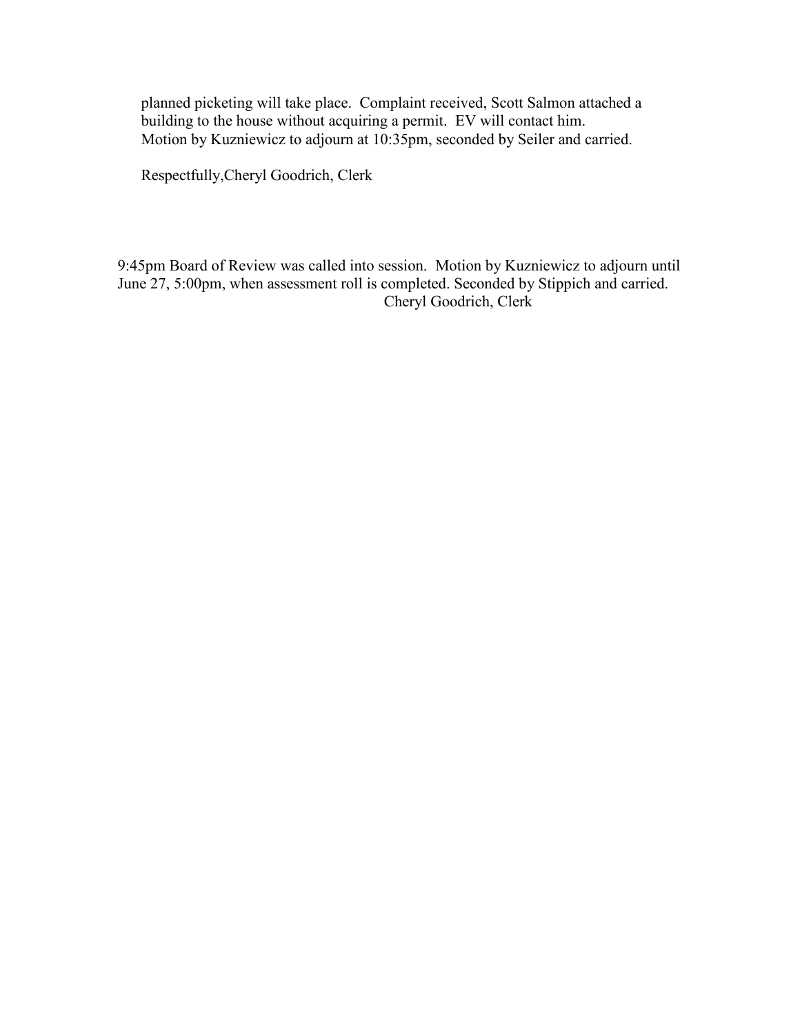planned picketing will take place. Complaint received, Scott Salmon attached a building to the house without acquiring a permit. EV will contact him.
Motion by Kuzniewicz to adjourn at 10:35pm, seconded by Seiler and carried.

Respectfully,Cheryl Goodrich, Clerk

9:45pm Board of Review was called into session. Motion by Kuzniewicz to adjourn until June 27, 5:00pm, when assessment roll is completed. Seconded by Stippich and carried.
Cheryl Goodrich, Clerk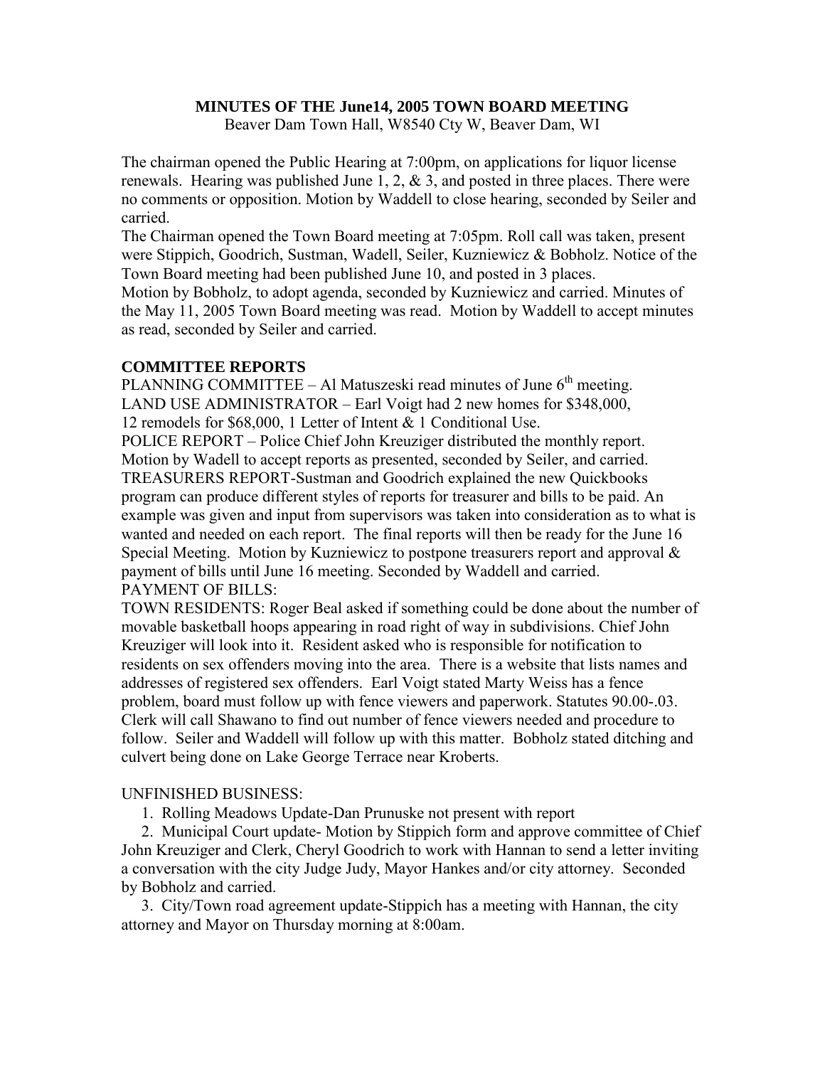**MINUTES OF THE June14, 2005 TOWN BOARD MEETING**

Beaver Dam Town Hall, W8540 Cty W, Beaver Dam, WI

The chairman opened the Public Hearing at 7:00pm, on applications for liquor license renewals. Hearing was published June 1, 2, & 3, and posted in three places. There were no comments or opposition. Motion by Waddell to close hearing, seconded by Seiler and carried.

The Chairman opened the Town Board meeting at 7:05pm. Roll call was taken, present were Stippich, Goodrich, Sustman, Wadell, Seiler, Kuzniewicz & Bobholz. Notice of the Town Board meeting had been published June 10, and posted in 3 places.

Motion by Bobholz, to adopt agenda, seconded by Kuzniewicz and carried. Minutes of the May 11, 2005 Town Board meeting was read. Motion by Waddell to accept minutes as read, seconded by Seiler and carried.

**COMMITTEE REPORTS**

PLANNING COMMITTEE – Al Matuszeski read minutes of June 6th meeting.

LAND USE ADMINISTRATOR – Earl Voigt had 2 new homes for $348,000, 12 remodels for $68,000, 1 Letter of Intent & 1 Conditional Use.

POLICE REPORT – Police Chief John Kreuziger distributed the monthly report.

Motion by Wadell to accept reports as presented, seconded by Seiler, and carried.

TREASURERS REPORT-Sustman and Goodrich explained the new Quickbooks program can produce different styles of reports for treasurer and bills to be paid. An example was given and input from supervisors was taken into consideration as to what is wanted and needed on each report. The final reports will then be ready for the June 16 Special Meeting. Motion by Kuzniewicz to postpone treasurers report and approval & payment of bills until June 16 meeting. Seconded by Waddell and carried.

PAYMENT OF BILLS:

TOWN RESIDENTS: Roger Beal asked if something could be done about the number of movable basketball hoops appearing in road right of way in subdivisions. Chief John Kreuziger will look into it. Resident asked who is responsible for notification to residents on sex offenders moving into the area. There is a website that lists names and addresses of registered sex offenders. Earl Voigt stated Marty Weiss has a fence problem, board must follow up with fence viewers and paperwork. Statutes 90.00-.03. Clerk will call Shawano to find out number of fence viewers needed and procedure to follow. Seiler and Waddell will follow up with this matter. Bobholz stated ditching and culvert being done on Lake George Terrace near Kroberts.

UNFINISHED BUSINESS:

1. Rolling Meadows Update-Dan Prunuske not present with report
2. Municipal Court update- Motion by Stippich form and approve committee of Chief John Kreuziger and Clerk, Cheryl Goodrich to work with Hannan to send a letter inviting a conversation with the city Judge Judy, Mayor Hankes and/or city attorney. Seconded by Bobholz and carried.
3. City/Town road agreement update-Stippich has a meeting with Hannan, the city attorney and Mayor on Thursday morning at 8:00am.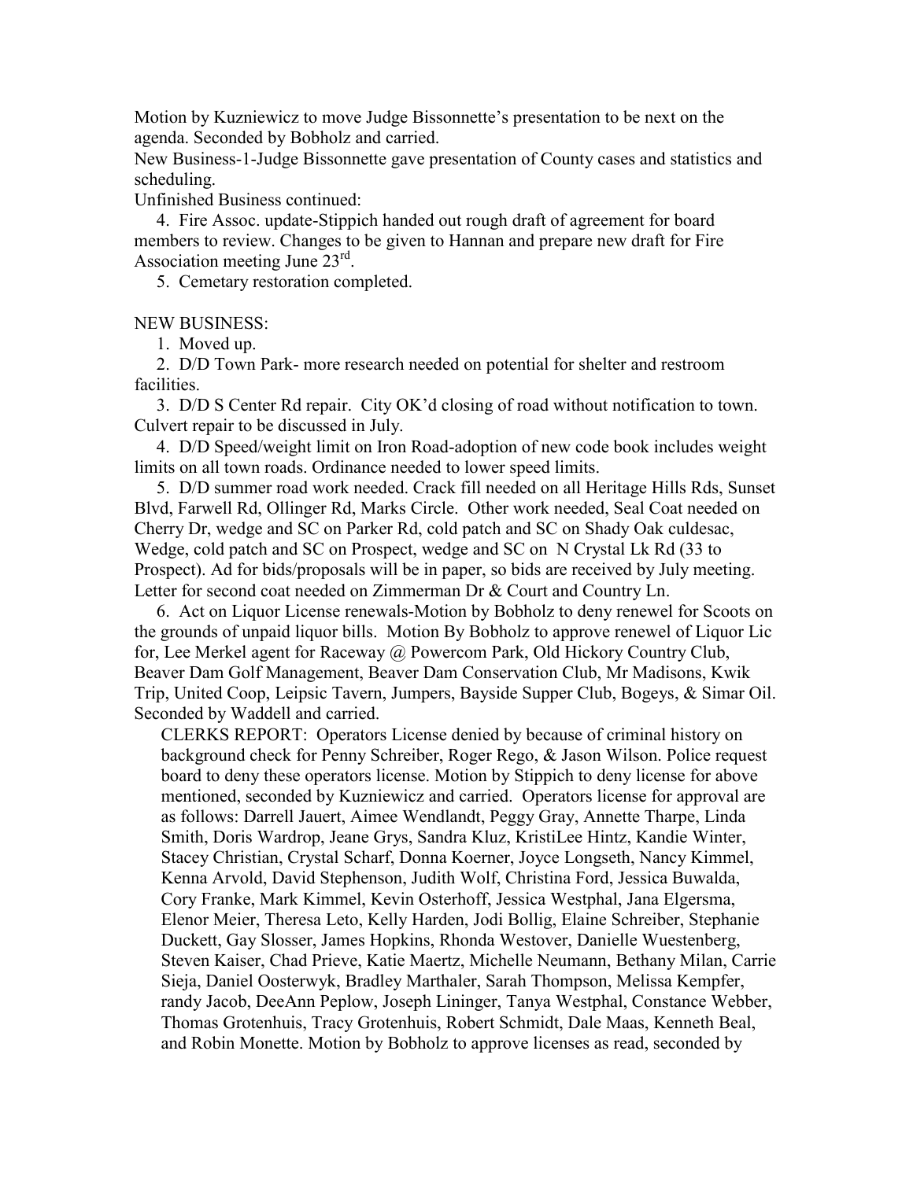Motion by Kuzniewicz to move Judge Bissonnette's presentation to be next on the agenda. Seconded by Bobholz and carried.

New Business-1-Judge Bissonnette gave presentation of County cases and statistics and scheduling.

Unfinished Business continued:

4. Fire Assoc. update-Stippich handed out rough draft of agreement for board members to review. Changes to be given to Hannan and prepare new draft for Fire Association meeting June 23rd.
5. Cemetary restoration completed.

NEW BUSINESS:

1. Moved up.
2. D/D Town Park- more research needed on potential for shelter and restroom facilities.
3. D/D S Center Rd repair. City OK'd closing of road without notification to town. Culvert repair to be discussed in July.
4. D/D Speed/weight limit on Iron Road-adoption of new code book includes weight limits on all town roads. Ordinance needed to lower speed limits.
5. D/D summer road work needed. Crack fill needed on all Heritage Hills Rds, Sunset Blvd, Farwell Rd, Ollinger Rd, Marks Circle. Other work needed, Seal Coat needed on Cherry Dr, wedge and SC on Parker Rd, cold patch and SC on Shady Oak culdesac, Wedge, cold patch and SC on Prospect, wedge and SC on N Crystal Lk Rd (33 to Prospect). Ad for bids/proposals will be in paper, so bids are received by July meeting. Letter for second coat needed on Zimmerman Dr & Court and Country Ln.
6. Act on Liquor License renewals-Motion by Bobholz to deny renewel for Scoots on the grounds of unpaid liquor bills. Motion By Bobholz to approve renewel of Liquor Lic for, Lee Merkel agent for Raceway @ Powercom Park, Old Hickory Country Club, Beaver Dam Golf Management, Beaver Dam Conservation Club, Mr Madisons, Kwik Trip, United Coop, Leipsic Tavern, Jumpers, Bayside Supper Club, Bogeys, & Simar Oil. Seconded by Waddell and carried.

CLERKS REPORT: Operators License denied by because of criminal history on background check for Penny Schreiber, Roger Rego, & Jason Wilson. Police request board to deny these operators license. Motion by Stippich to deny license for above mentioned, seconded by Kuzniewicz and carried. Operators license for approval are as follows: Darrell Jauert, Aimee Wendlandt, Peggy Gray, Annette Tharpe, Linda Smith, Doris Wardrop, Jeane Grys, Sandra Kluz, KristiLee Hintz, Kandie Winter, Stacey Christian, Crystal Scharf, Donna Koerner, Joyce Longseth, Nancy Kimmel, Kenna Arvold, David Stephenson, Judith Wolf, Christina Ford, Jessica Buwalda, Cory Franke, Mark Kimmel, Kevin Osterhoff, Jessica Westphal, Jana Elgersma, Elenor Meier, Theresa Leto, Kelly Harden, Jodi Bollig, Elaine Schreiber, Stephanie Duckett, Gay Slosser, James Hopkins, Rhonda Westover, Danielle Wuestenberg, Steven Kaiser, Chad Prieve, Katie Maertz, Michelle Neumann, Bethany Milan, Carrie Sieja, Daniel Oosterwyk, Bradley Marthaler, Sarah Thompson, Melissa Kempfer, randy Jacob, DeeAnn Peplow, Joseph Lininger, Tanya Westphal, Constance Webber, Thomas Grotenhuis, Tracy Grotenhuis, Robert Schmidt, Dale Maas, Kenneth Beal, and Robin Monette. Motion by Bobholz to approve licenses as read, seconded by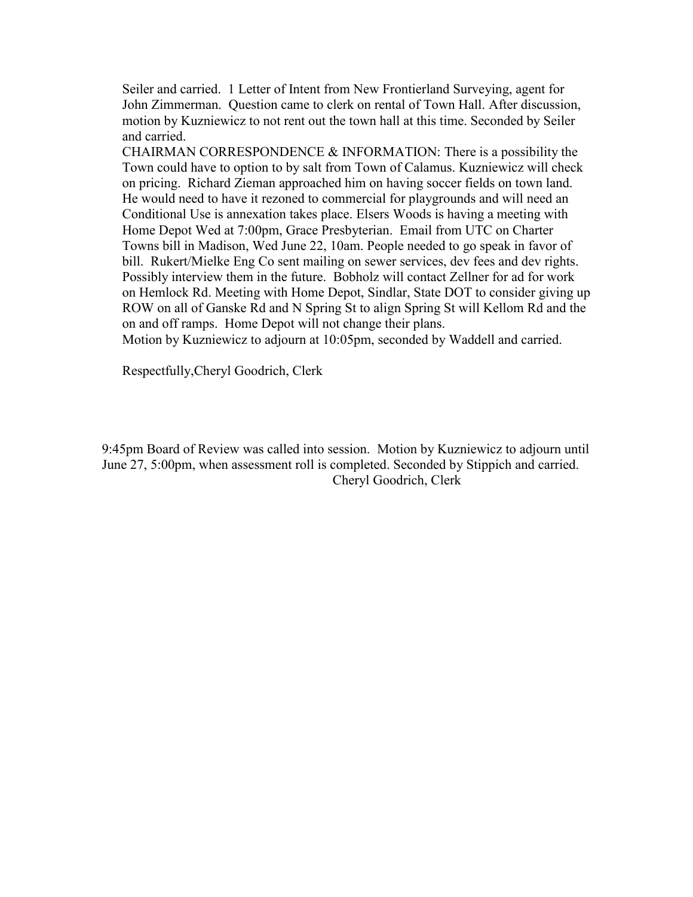Seiler and carried. 1 Letter of Intent from New Frontierland Surveying, agent for John Zimmerman. Question came to clerk on rental of Town Hall. After discussion, motion by Kuzniewicz to not rent out the town hall at this time. Seconded by Seiler and carried.

CHAIRMAN CORRESPONDENCE & INFORMATION: There is a possibility the Town could have to option to by salt from Town of Calamus. Kuzniewicz will check on pricing. Richard Zieman approached him on having soccer fields on town land. He would need to have it rezoned to commercial for playgrounds and will need an Conditional Use is annexation takes place. Elsers Woods is having a meeting with Home Depot Wed at 7:00pm, Grace Presbyterian. Email from UTC on Charter Towns bill in Madison, Wed June 22, 10am. People needed to go speak in favor of bill. Rukert/Mielke Eng Co sent mailing on sewer services, dev fees and dev rights. Possibly interview them in the future. Bobholz will contact Zellner for ad for work on Hemlock Rd. Meeting with Home Depot, Sindlar, State DOT to consider giving up ROW on all of Ganske Rd and N Spring St to align Spring St will Kellom Rd and the on and off ramps. Home Depot will not change their plans.

Motion by Kuzniewicz to adjourn at 10:05pm, seconded by Waddell and carried.

Respectfully,Cheryl Goodrich, Clerk

9:45pm Board of Review was called into session. Motion by Kuzniewicz to adjourn until June 27, 5:00pm, when assessment roll is completed. Seconded by Stippich and carried.

Cheryl Goodrich, Clerk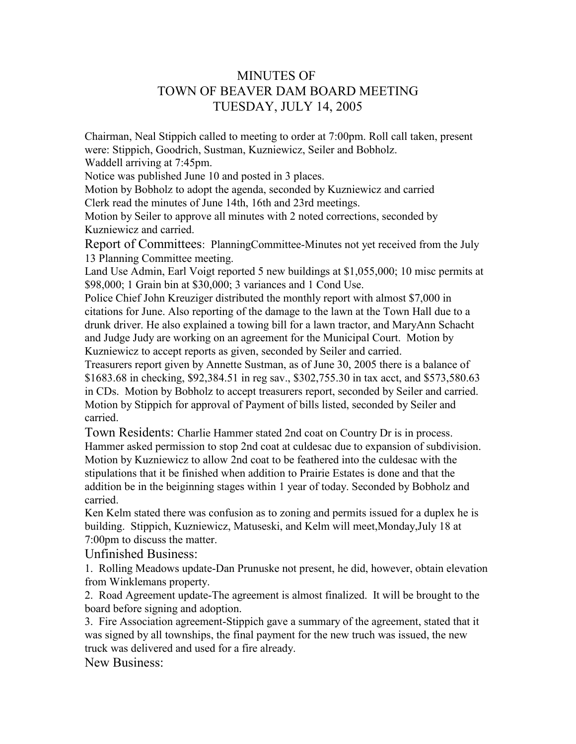# MINUTES OF
# TOWN OF BEAVER DAM BOARD MEETING
# TUESDAY, JULY 14, 2005

Chairman, Neal Stippich called to meeting to order at 7:00pm. Roll call taken, present were: Stippich, Goodrich, Sustman, Kuzniewicz, Seiler and Bobholz.
Waddell arriving at 7:45pm.
Notice was published June 10 and posted in 3 places.
Motion by Bobholz to adopt the agenda, seconded by Kuzniewicz and carried
Clerk read the minutes of June 14th, 16th and 23rd meetings.
Motion by Seiler to approve all minutes with 2 noted corrections, seconded by Kuzniewicz and carried.

Report of Committees: PlanningCommittee-Minutes not yet received from the July 13 Planning Committee meeting.
Land Use Admin, Earl Voigt reported 5 new buildings at $1,055,000; 10 misc permits at $98,000; 1 Grain bin at $30,000; 3 variances and 1 Cond Use.
Police Chief John Kreuziger distributed the monthly report with almost $7,000 in citations for June. Also reporting of the damage to the lawn at the Town Hall due to a drunk driver. He also explained a towing bill for a lawn tractor, and MaryAnn Schacht and Judge Judy are working on an agreement for the Municipal Court. Motion by Kuzniewicz to accept reports as given, seconded by Seiler and carried.
Treasurers report given by Annette Sustman, as of June 30, 2005 there is a balance of $1683.68 in checking, $92,384.51 in reg sav., $302,755.30 in tax acct, and $573,580.63 in CDs. Motion by Bobholz to accept treasurers report, seconded by Seiler and carried.
Motion by Stippich for approval of Payment of bills listed, seconded by Seiler and carried.

Town Residents: Charlie Hammer stated 2nd coat on Country Dr is in process. Hammer asked permission to stop 2nd coat at culdesac due to expansion of subdivision. Motion by Kuzniewicz to allow 2nd coat to be feathered into the culdesac with the stipulations that it be finished when addition to Prairie Estates is done and that the addition be in the beiginning stages within 1 year of today. Seconded by Bobholz and carried.
Ken Kelm stated there was confusion as to zoning and permits issued for a duplex he is building. Stippich, Kuzniewicz, Matuseski, and Kelm will meet,Monday,July 18 at 7:00pm to discuss the matter.

Unfinished Business:

1. Rolling Meadows update-Dan Prunuske not present, he did, however, obtain elevation from Winklemans property.
2. Road Agreement update-The agreement is almost finalized. It will be brought to the board before signing and adoption.
3. Fire Association agreement-Stippich gave a summary of the agreement, stated that it was signed by all townships, the final payment for the new truch was issued, the new truck was delivered and used for a fire already.

New Business: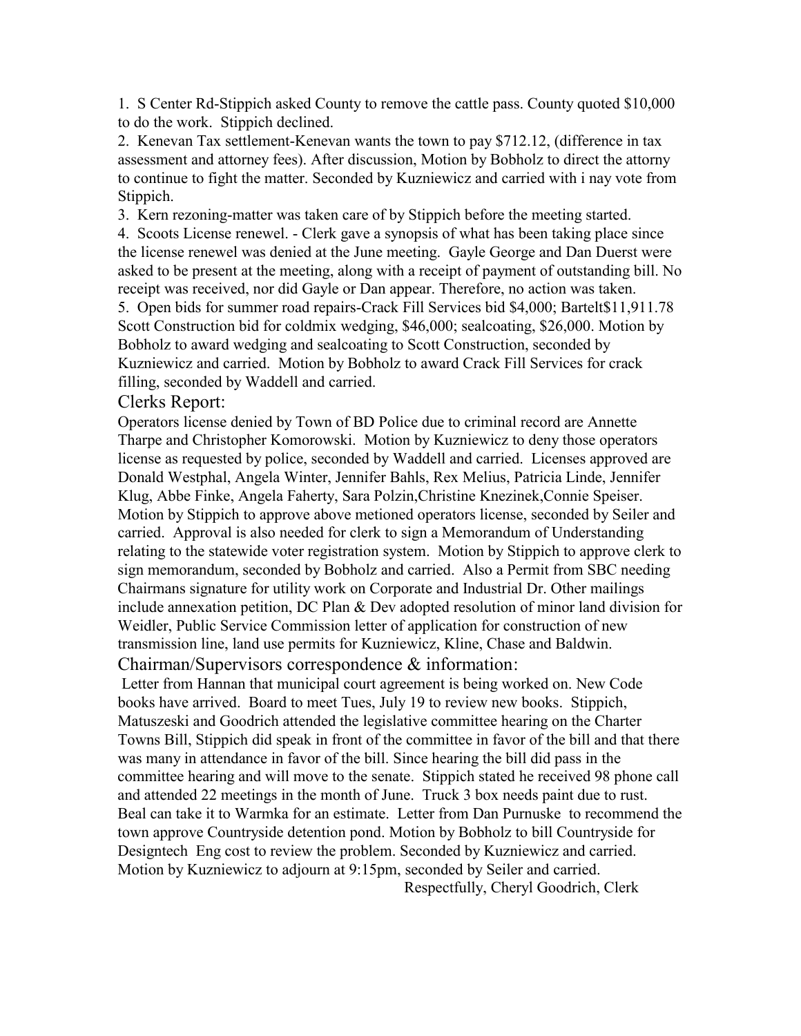1. S Center Rd-Stippich asked County to remove the cattle pass. County quoted $10,000 to do the work. Stippich declined.
2. Kenevan Tax settlement-Kenevan wants the town to pay $712.12, (difference in tax assessment and attorney fees). After discussion, Motion by Bobholz to direct the attorny to continue to fight the matter. Seconded by Kuzniewicz and carried with i nay vote from Stippich.
3. Kern rezoning-matter was taken care of by Stippich before the meeting started.
4. Scoots License renewel. - Clerk gave a synopsis of what has been taking place since the license renewel was denied at the June meeting. Gayle George and Dan Duerst were asked to be present at the meeting, along with a receipt of payment of outstanding bill. No receipt was received, nor did Gayle or Dan appear. Therefore, no action was taken.
5. Open bids for summer road repairs-Crack Fill Services bid $4,000; Bartelt$11,911.78 Scott Construction bid for coldmix wedging, $46,000; sealcoating, $26,000. Motion by Bobholz to award wedging and sealcoating to Scott Construction, seconded by Kuzniewicz and carried. Motion by Bobholz to award Crack Fill Services for crack filling, seconded by Waddell and carried.

## Clerks Report:

Operators license denied by Town of BD Police due to criminal record are Annette Tharpe and Christopher Komorowski. Motion by Kuzniewicz to deny those operators license as requested by police, seconded by Waddell and carried. Licenses approved are Donald Westphal, Angela Winter, Jennifer Bahls, Rex Melius, Patricia Linde, Jennifer Klug, Abbe Finke, Angela Faherty, Sara Polzin,Christine Knezinek,Connie Speiser. Motion by Stippich to approve above metioned operators license, seconded by Seiler and carried. Approval is also needed for clerk to sign a Memorandum of Understanding relating to the statewide voter registration system. Motion by Stippich to approve clerk to sign memorandum, seconded by Bobholz and carried. Also a Permit from SBC needing Chairmans signature for utility work on Corporate and Industrial Dr. Other mailings include annexation petition, DC Plan & Dev adopted resolution of minor land division for Weidler, Public Service Commission letter of application for construction of new transmission line, land use permits for Kuzniewicz, Kline, Chase and Baldwin.

## Chairman/Supervisors correspondence & information:

Letter from Hannan that municipal court agreement is being worked on. New Code books have arrived. Board to meet Tues, July 19 to review new books. Stippich, Matuszeski and Goodrich attended the legislative committee hearing on the Charter Towns Bill, Stippich did speak in front of the committee in favor of the bill and that there was many in attendance in favor of the bill. Since hearing the bill did pass in the committee hearing and will move to the senate. Stippich stated he received 98 phone call and attended 22 meetings in the month of June. Truck 3 box needs paint due to rust. Beal can take it to Warmka for an estimate. Letter from Dan Purnuske to recommend the town approve Countryside detention pond. Motion by Bobholz to bill Countryside for Designtech Eng cost to review the problem. Seconded by Kuzniewicz and carried. Motion by Kuzniewicz to adjourn at 9:15pm, seconded by Seiler and carried.

Respectfully, Cheryl Goodrich, Clerk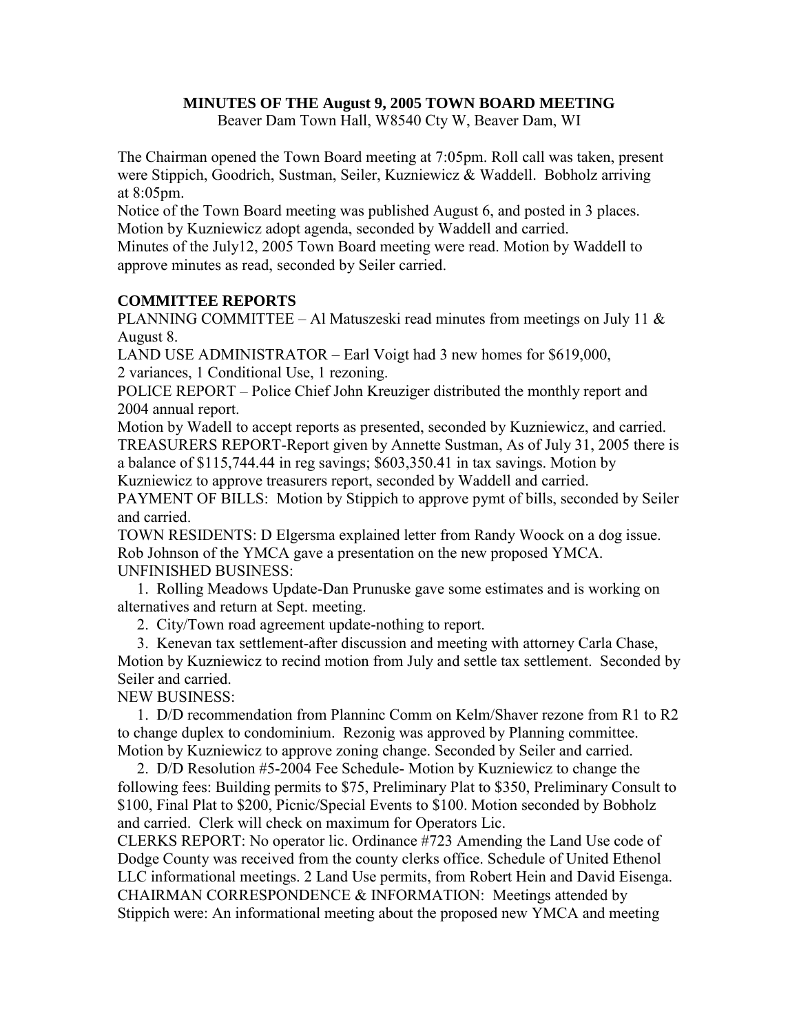**MINUTES OF THE August 9, 2005 TOWN BOARD MEETING**

Beaver Dam Town Hall, W8540 Cty W, Beaver Dam, WI

The Chairman opened the Town Board meeting at 7:05pm. Roll call was taken, present were Stippich, Goodrich, Sustman, Seiler, Kuzniewicz & Waddell. Bobholz arriving at 8:05pm.

Notice of the Town Board meeting was published August 6, and posted in 3 places.

Motion by Kuzniewicz adopt agenda, seconded by Waddell and carried.

Minutes of the July12, 2005 Town Board meeting were read. Motion by Waddell to approve minutes as read, seconded by Seiler carried.

**COMMITTEE REPORTS**

PLANNING COMMITTEE – Al Matuszeski read minutes from meetings on July 11 & August 8.

LAND USE ADMINISTRATOR – Earl Voigt had 3 new homes for $619,000, 2 variances, 1 Conditional Use, 1 rezoning.

POLICE REPORT – Police Chief John Kreuziger distributed the monthly report and 2004 annual report.

Motion by Wadell to accept reports as presented, seconded by Kuzniewicz, and carried.

TREASURERS REPORT-Report given by Annette Sustman, As of July 31, 2005 there is a balance of $115,744.44 in reg savings; $603,350.41 in tax savings. Motion by Kuzniewicz to approve treasurers report, seconded by Waddell and carried.

PAYMENT OF BILLS: Motion by Stippich to approve pymt of bills, seconded by Seiler and carried.

TOWN RESIDENTS: D Elgersma explained letter from Randy Woock on a dog issue. Rob Johnson of the YMCA gave a presentation on the new proposed YMCA.

UNFINISHED BUSINESS:

1. Rolling Meadows Update-Dan Prunuske gave some estimates and is working on alternatives and return at Sept. meeting.
2. City/Town road agreement update-nothing to report.
3. Kenevan tax settlement-after discussion and meeting with attorney Carla Chase, Motion by Kuzniewicz to recind motion from July and settle tax settlement. Seconded by Seiler and carried.

NEW BUSINESS:

1. D/D recommendation from Planninc Comm on Kelm/Shaver rezone from R1 to R2 to change duplex to condominium. Rezonig was approved by Planning committee. Motion by Kuzniewicz to approve zoning change. Seconded by Seiler and carried.
2. D/D Resolution #5-2004 Fee Schedule- Motion by Kuzniewicz to change the following fees: Building permits to $75, Preliminary Plat to $350, Preliminary Consult to $100, Final Plat to $200, Picnic/Special Events to $100. Motion seconded by Bobholz and carried. Clerk will check on maximum for Operators Lic.

CLERKS REPORT: No operator lic. Ordinance #723 Amending the Land Use code of Dodge County was received from the county clerks office. Schedule of United Ethenol LLC informational meetings. 2 Land Use permits, from Robert Hein and David Eisenga.

CHAIRMAN CORRESPONDENCE & INFORMATION: Meetings attended by Stippich were: An informational meeting about the proposed new YMCA and meeting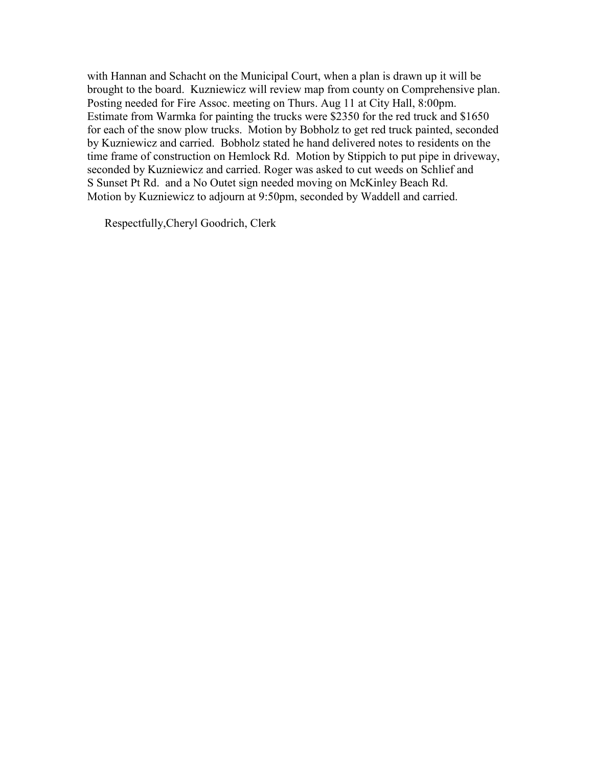with Hannan and Schacht on the Municipal Court, when a plan is drawn up it will be brought to the board. Kuzniewicz will review map from county on Comprehensive plan. Posting needed for Fire Assoc. meeting on Thurs. Aug 11 at City Hall, 8:00pm. Estimate from Warmka for painting the trucks were $2350 for the red truck and $1650 for each of the snow plow trucks. Motion by Bobholz to get red truck painted, seconded by Kuzniewicz and carried. Bobholz stated he hand delivered notes to residents on the time frame of construction on Hemlock Rd. Motion by Stippich to put pipe in driveway, seconded by Kuzniewicz and carried. Roger was asked to cut weeds on Schlief and S Sunset Pt Rd. and a No Outet sign needed moving on McKinley Beach Rd. Motion by Kuzniewicz to adjourn at 9:50pm, seconded by Waddell and carried.

Respectfully,Cheryl Goodrich, Clerk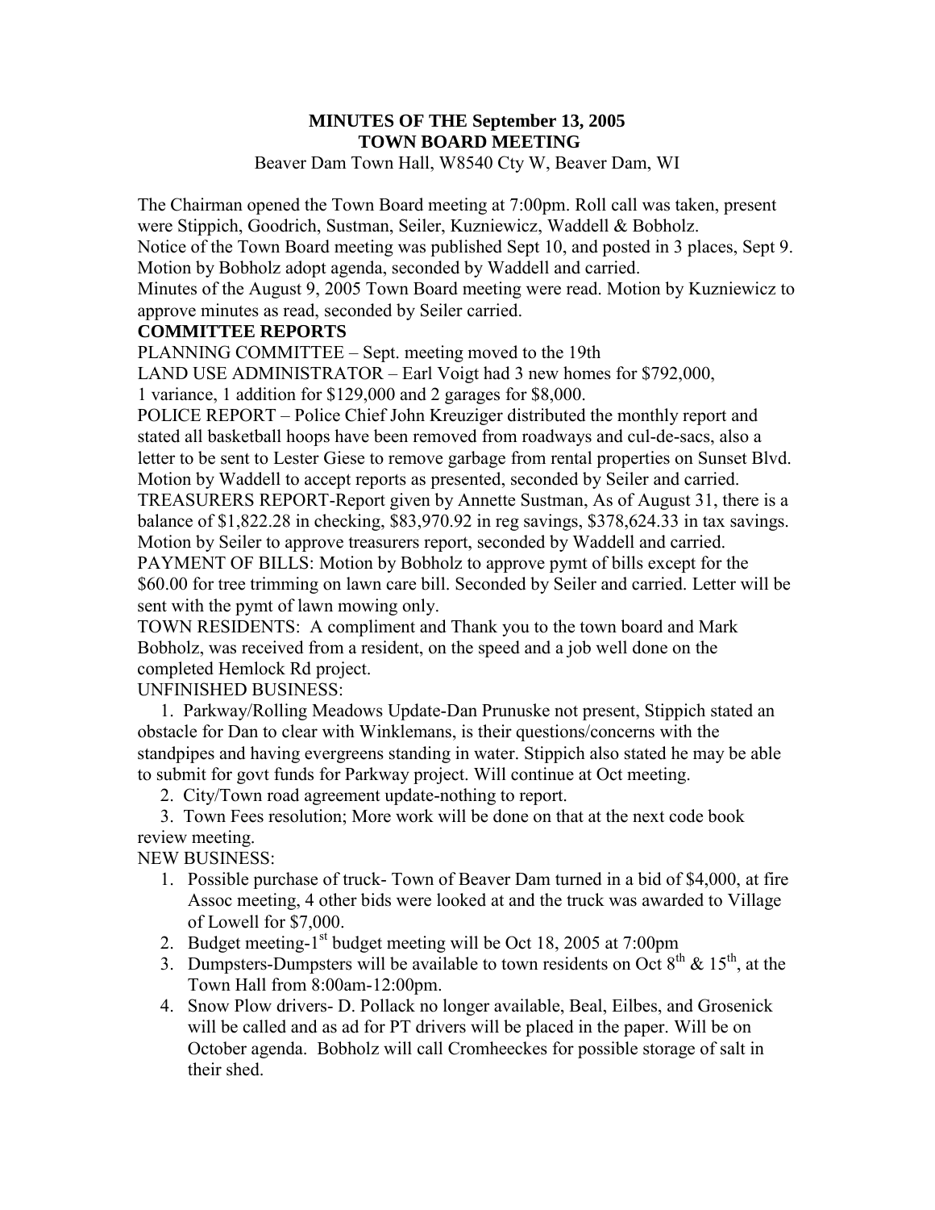**MINUTES OF THE September 13, 2005**
**TOWN BOARD MEETING**

Beaver Dam Town Hall, W8540 Cty W, Beaver Dam, WI

The Chairman opened the Town Board meeting at 7:00pm. Roll call was taken, present were Stippich, Goodrich, Sustman, Seiler, Kuzniewicz, Waddell & Bobholz.
Notice of the Town Board meeting was published Sept 10, and posted in 3 places, Sept 9.
Motion by Bobholz adopt agenda, seconded by Waddell and carried.
Minutes of the August 9, 2005 Town Board meeting were read. Motion by Kuzniewicz to approve minutes as read, seconded by Seiler carried.

**COMMITTEE REPORTS**

PLANNING COMMITTEE – Sept. meeting moved to the 19th

LAND USE ADMINISTRATOR – Earl Voigt had 3 new homes for $792,000, 1 variance, 1 addition for $129,000 and 2 garages for $8,000.

POLICE REPORT – Police Chief John Kreuziger distributed the monthly report and stated all basketball hoops have been removed from roadways and cul-de-sacs, also a letter to be sent to Lester Giese to remove garbage from rental properties on Sunset Blvd. Motion by Waddell to accept reports as presented, seconded by Seiler and carried.

TREASURERS REPORT-Report given by Annette Sustman, As of August 31, there is a balance of $1,822.28 in checking, $83,970.92 in reg savings, $378,624.33 in tax savings. Motion by Seiler to approve treasurers report, seconded by Waddell and carried.

PAYMENT OF BILLS: Motion by Bobholz to approve pymt of bills except for the $60.00 for tree trimming on lawn care bill. Seconded by Seiler and carried. Letter will be sent with the pymt of lawn mowing only.

TOWN RESIDENTS: A compliment and Thank you to the town board and Mark Bobholz, was received from a resident, on the speed and a job well done on the completed Hemlock Rd project.

UNFINISHED BUSINESS:

1. Parkway/Rolling Meadows Update-Dan Prunuske not present, Stippich stated an obstacle for Dan to clear with Winklemans, is their questions/concerns with the standpipes and having evergreens standing in water. Stippich also stated he may be able to submit for govt funds for Parkway project. Will continue at Oct meeting.
2. City/Town road agreement update-nothing to report.
3. Town Fees resolution; More work will be done on that at the next code book review meeting.

NEW BUSINESS:

1. Possible purchase of truck- Town of Beaver Dam turned in a bid of $4,000, at fire Assoc meeting, 4 other bids were looked at and the truck was awarded to Village of Lowell for $7,000.
2. Budget meeting-1st budget meeting will be Oct 18, 2005 at 7:00pm
3. Dumpsters-Dumpsters will be available to town residents on Oct 8th & 15th, at the Town Hall from 8:00am-12:00pm.
4. Snow Plow drivers- D. Pollack no longer available, Beal, Eilbes, and Grosenick will be called and as ad for PT drivers will be placed in the paper. Will be on October agenda. Bobholz will call Cromheeckes for possible storage of salt in their shed.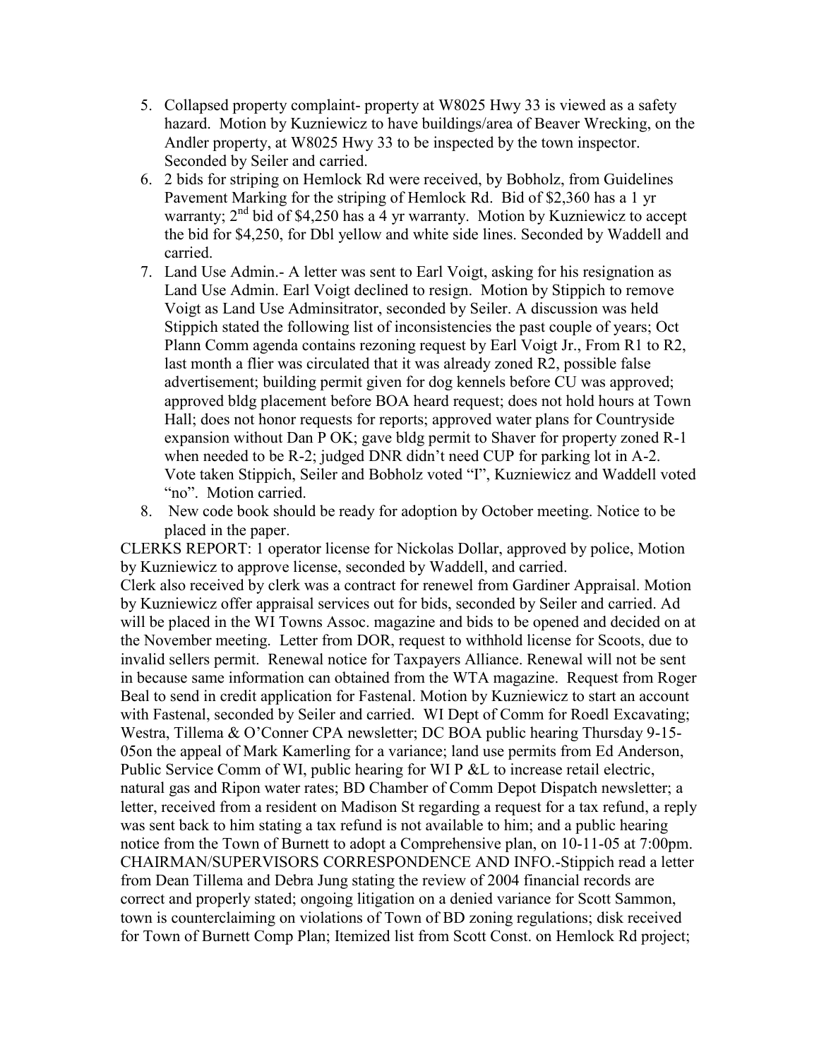5. Collapsed property complaint- property at W8025 Hwy 33 is viewed as a safety hazard. Motion by Kuzniewicz to have buildings/area of Beaver Wrecking, on the Andler property, at W8025 Hwy 33 to be inspected by the town inspector. Seconded by Seiler and carried.
6. 2 bids for striping on Hemlock Rd were received, by Bobholz, from Guidelines Pavement Marking for the striping of Hemlock Rd. Bid of $2,360 has a 1 yr warranty; 2nd bid of $4,250 has a 4 yr warranty. Motion by Kuzniewicz to accept the bid for $4,250, for Dbl yellow and white side lines. Seconded by Waddell and carried.
7. Land Use Admin.- A letter was sent to Earl Voigt, asking for his resignation as Land Use Admin. Earl Voigt declined to resign. Motion by Stippich to remove Voigt as Land Use Adminsitrator, seconded by Seiler. A discussion was held Stippich stated the following list of inconsistencies the past couple of years; Oct Plann Comm agenda contains rezoning request by Earl Voigt Jr., From R1 to R2, last month a flier was circulated that it was already zoned R2, possible false advertisement; building permit given for dog kennels before CU was approved; approved bldg placement before BOA heard request; does not hold hours at Town Hall; does not honor requests for reports; approved water plans for Countryside expansion without Dan P OK; gave bldg permit to Shaver for property zoned R-1 when needed to be R-2; judged DNR didn't need CUP for parking lot in A-2. Vote taken Stippich, Seiler and Bobholz voted "I", Kuzniewicz and Waddell voted "no". Motion carried.
8. New code book should be ready for adoption by October meeting. Notice to be placed in the paper.

CLERKS REPORT: 1 operator license for Nickolas Dollar, approved by police, Motion by Kuzniewicz to approve license, seconded by Waddell, and carried.

Clerk also received by clerk was a contract for renewel from Gardiner Appraisal. Motion by Kuzniewicz offer appraisal services out for bids, seconded by Seiler and carried. Ad will be placed in the WI Towns Assoc. magazine and bids to be opened and decided on at the November meeting. Letter from DOR, request to withhold license for Scoots, due to invalid sellers permit. Renewal notice for Taxpayers Alliance. Renewal will not be sent in because same information can obtained from the WTA magazine. Request from Roger Beal to send in credit application for Fastenal. Motion by Kuzniewicz to start an account with Fastenal, seconded by Seiler and carried. WI Dept of Comm for Roedl Excavating; Westra, Tillema & O'Conner CPA newsletter; DC BOA public hearing Thursday 9-15-05on the appeal of Mark Kamerling for a variance; land use permits from Ed Anderson, Public Service Comm of WI, public hearing for WI P &L to increase retail electric, natural gas and Ripon water rates; BD Chamber of Comm Depot Dispatch newsletter; a letter, received from a resident on Madison St regarding a request for a tax refund, a reply was sent back to him stating a tax refund is not available to him; and a public hearing notice from the Town of Burnett to adopt a Comprehensive plan, on 10-11-05 at 7:00pm.

CHAIRMAN/SUPERVISORS CORRESPONDENCE AND INFO.-Stippich read a letter from Dean Tillema and Debra Jung stating the review of 2004 financial records are correct and properly stated; ongoing litigation on a denied variance for Scott Sammon, town is counterclaiming on violations of Town of BD zoning regulations; disk received for Town of Burnett Comp Plan; Itemized list from Scott Const. on Hemlock Rd project;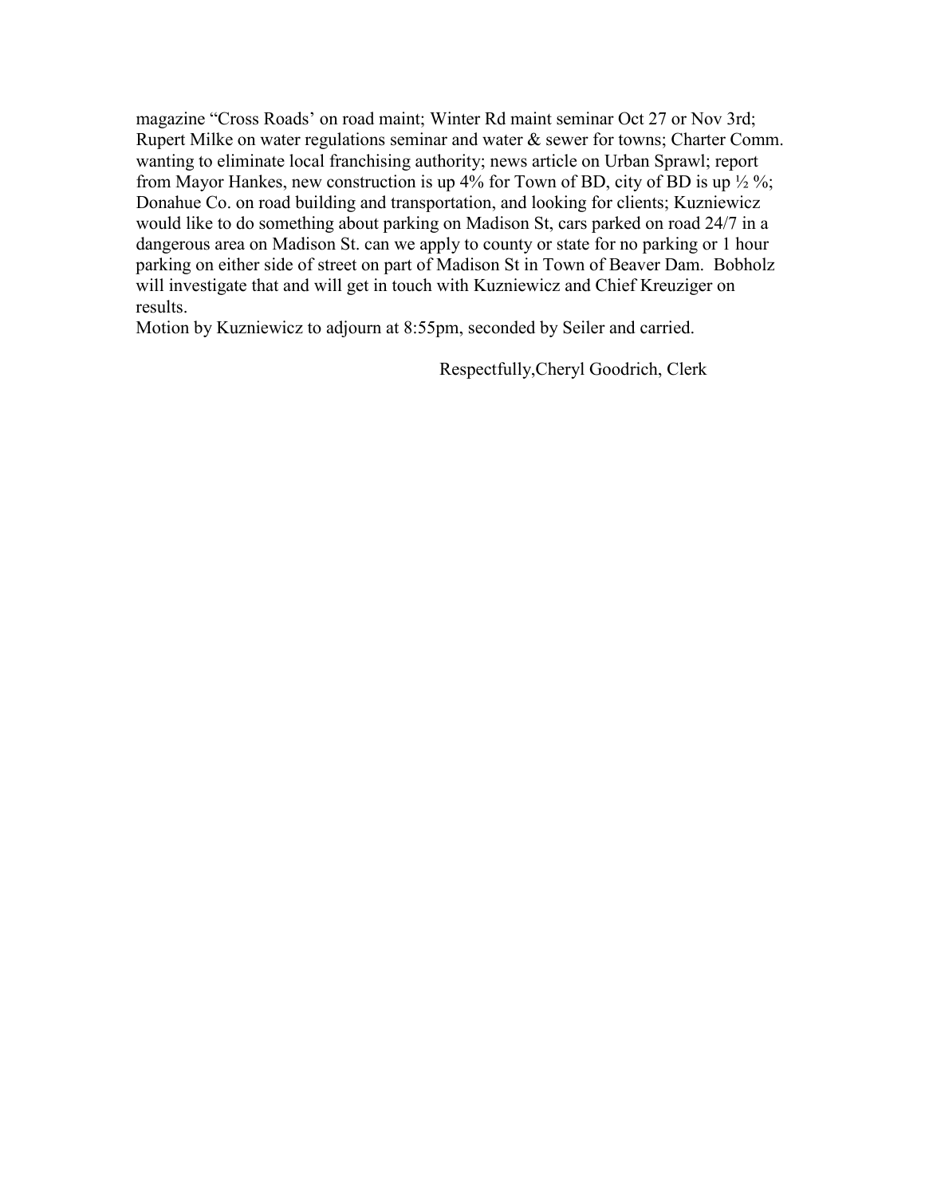magazine "Cross Roads' on road maint; Winter Rd maint seminar Oct 27 or Nov 3rd; Rupert Milke on water regulations seminar and water & sewer for towns; Charter Comm. wanting to eliminate local franchising authority; news article on Urban Sprawl; report from Mayor Hankes, new construction is up 4% for Town of BD, city of BD is up ½ %; Donahue Co. on road building and transportation, and looking for clients; Kuzniewicz would like to do something about parking on Madison St, cars parked on road 24/7 in a dangerous area on Madison St. can we apply to county or state for no parking or 1 hour parking on either side of street on part of Madison St in Town of Beaver Dam. Bobholz will investigate that and will get in touch with Kuzniewicz and Chief Kreuziger on results.

Motion by Kuzniewicz to adjourn at 8:55pm, seconded by Seiler and carried.

Respectfully,Cheryl Goodrich, Clerk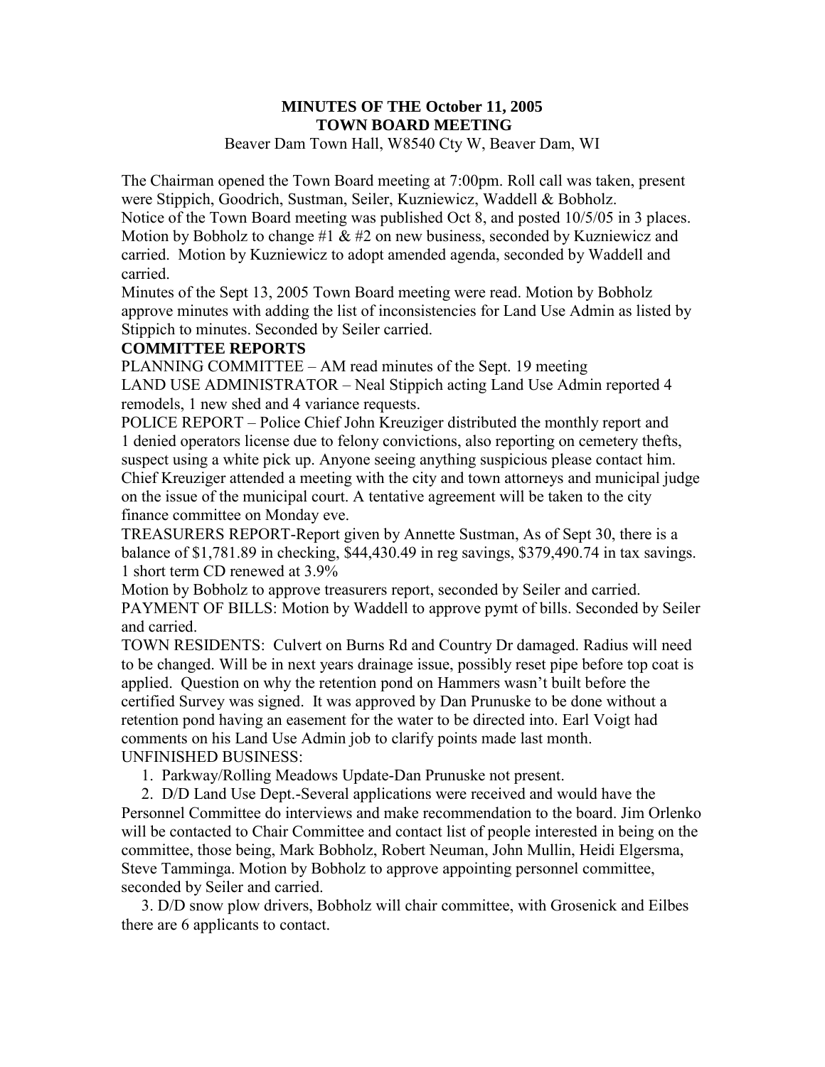**MINUTES OF THE October 11, 2005**
**TOWN BOARD MEETING**

Beaver Dam Town Hall, W8540 Cty W, Beaver Dam, WI

The Chairman opened the Town Board meeting at 7:00pm. Roll call was taken, present were Stippich, Goodrich, Sustman, Seiler, Kuzniewicz, Waddell & Bobholz.
Notice of the Town Board meeting was published Oct 8, and posted 10/5/05 in 3 places.
Motion by Bobholz to change #1 & #2 on new business, seconded by Kuzniewicz and carried. Motion by Kuzniewicz to adopt amended agenda, seconded by Waddell and carried.
Minutes of the Sept 13, 2005 Town Board meeting were read. Motion by Bobholz approve minutes with adding the list of inconsistencies for Land Use Admin as listed by Stippich to minutes. Seconded by Seiler carried.

**COMMITTEE REPORTS**

PLANNING COMMITTEE – AM read minutes of the Sept. 19 meeting
LAND USE ADMINISTRATOR – Neal Stippich acting Land Use Admin reported 4 remodels, 1 new shed and 4 variance requests.
POLICE REPORT – Police Chief John Kreuziger distributed the monthly report and 1 denied operators license due to felony convictions, also reporting on cemetery thefts, suspect using a white pick up. Anyone seeing anything suspicious please contact him. Chief Kreuziger attended a meeting with the city and town attorneys and municipal judge on the issue of the municipal court. A tentative agreement will be taken to the city finance committee on Monday eve.
TREASURERS REPORT-Report given by Annette Sustman, As of Sept 30, there is a balance of $1,781.89 in checking, $44,430.49 in reg savings, $379,490.74 in tax savings. 1 short term CD renewed at 3.9%
Motion by Bobholz to approve treasurers report, seconded by Seiler and carried.
PAYMENT OF BILLS: Motion by Waddell to approve pymt of bills. Seconded by Seiler and carried.
TOWN RESIDENTS: Culvert on Burns Rd and Country Dr damaged. Radius will need to be changed. Will be in next years drainage issue, possibly reset pipe before top coat is applied. Question on why the retention pond on Hammers wasn't built before the certified Survey was signed. It was approved by Dan Prunuske to be done without a retention pond having an easement for the water to be directed into. Earl Voigt had comments on his Land Use Admin job to clarify points made last month.
UNFINISHED BUSINESS:

1. Parkway/Rolling Meadows Update-Dan Prunuske not present.
2. D/D Land Use Dept.-Several applications were received and would have the Personnel Committee do interviews and make recommendation to the board. Jim Orlenko will be contacted to Chair Committee and contact list of people interested in being on the committee, those being, Mark Bobholz, Robert Neuman, John Mullin, Heidi Elgersma, Steve Tamminga. Motion by Bobholz to approve appointing personnel committee, seconded by Seiler and carried.
3. D/D snow plow drivers, Bobholz will chair committee, with Grosenick and Eilbes there are 6 applicants to contact.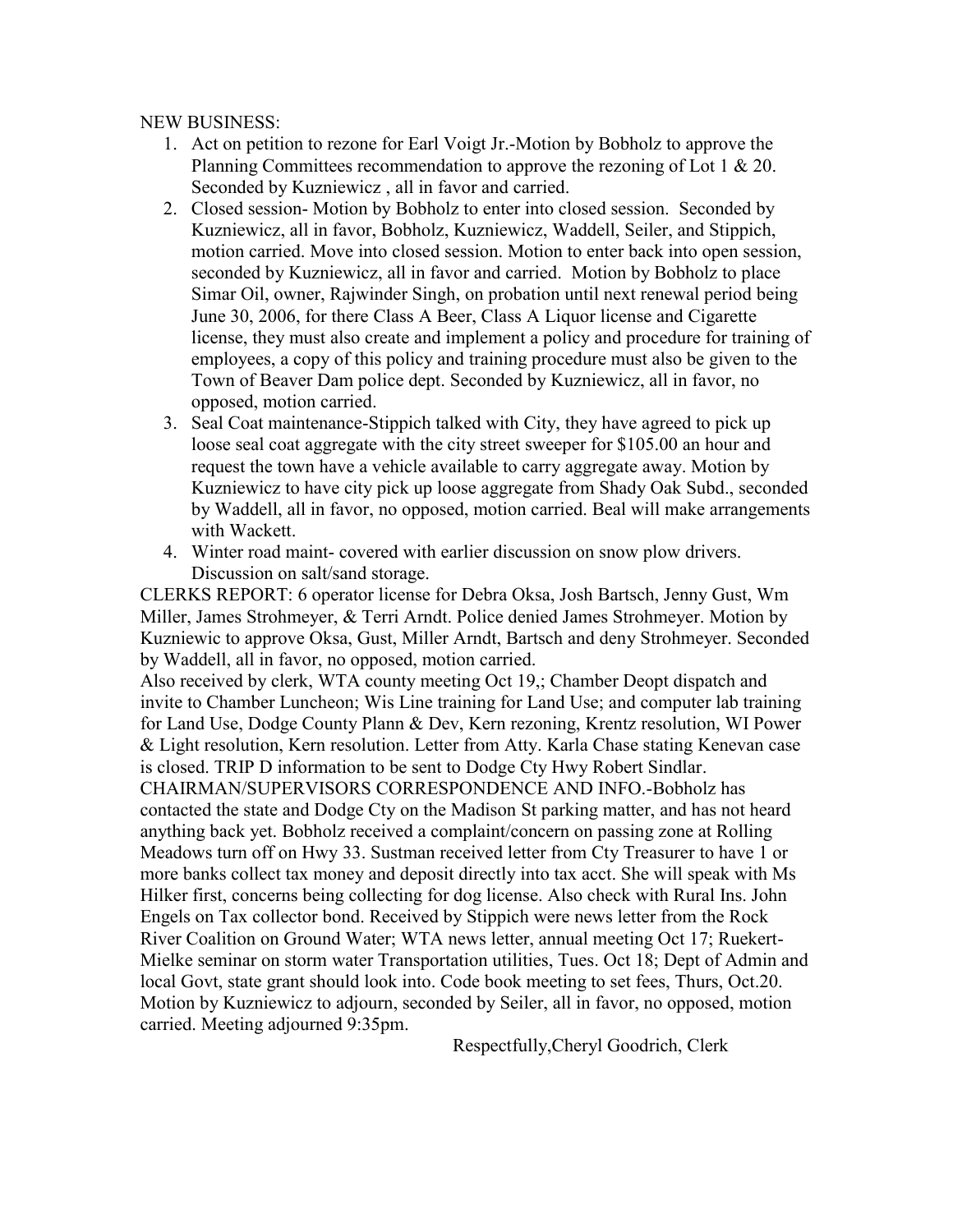NEW BUSINESS:

1. Act on petition to rezone for Earl Voigt Jr.-Motion by Bobholz to approve the Planning Committees recommendation to approve the rezoning of Lot 1 & 20. Seconded by Kuzniewicz , all in favor and carried.
2. Closed session- Motion by Bobholz to enter into closed session. Seconded by Kuzniewicz, all in favor, Bobholz, Kuzniewicz, Waddell, Seiler, and Stippich, motion carried. Move into closed session. Motion to enter back into open session, seconded by Kuzniewicz, all in favor and carried. Motion by Bobholz to place Simar Oil, owner, Rajwinder Singh, on probation until next renewal period being June 30, 2006, for there Class A Beer, Class A Liquor license and Cigarette license, they must also create and implement a policy and procedure for training of employees, a copy of this policy and training procedure must also be given to the Town of Beaver Dam police dept. Seconded by Kuzniewicz, all in favor, no opposed, motion carried.
3. Seal Coat maintenance-Stippich talked with City, they have agreed to pick up loose seal coat aggregate with the city street sweeper for $105.00 an hour and request the town have a vehicle available to carry aggregate away. Motion by Kuzniewicz to have city pick up loose aggregate from Shady Oak Subd., seconded by Waddell, all in favor, no opposed, motion carried. Beal will make arrangements with Wackett.
4. Winter road maint- covered with earlier discussion on snow plow drivers. Discussion on salt/sand storage.

CLERKS REPORT: 6 operator license for Debra Oksa, Josh Bartsch, Jenny Gust, Wm Miller, James Strohmeyer, & Terri Arndt. Police denied James Strohmeyer. Motion by Kuzniewic to approve Oksa, Gust, Miller Arndt, Bartsch and deny Strohmeyer. Seconded by Waddell, all in favor, no opposed, motion carried.

Also received by clerk, WTA county meeting Oct 19,; Chamber Deopt dispatch and invite to Chamber Luncheon; Wis Line training for Land Use; and computer lab training for Land Use, Dodge County Plann & Dev, Kern rezoning, Krentz resolution, WI Power & Light resolution, Kern resolution. Letter from Atty. Karla Chase stating Kenevan case is closed. TRIP D information to be sent to Dodge Cty Hwy Robert Sindlar.

CHAIRMAN/SUPERVISORS CORRESPONDENCE AND INFO.-Bobholz has contacted the state and Dodge Cty on the Madison St parking matter, and has not heard anything back yet. Bobholz received a complaint/concern on passing zone at Rolling Meadows turn off on Hwy 33. Sustman received letter from Cty Treasurer to have 1 or more banks collect tax money and deposit directly into tax acct. She will speak with Ms Hilker first, concerns being collecting for dog license. Also check with Rural Ins. John Engels on Tax collector bond. Received by Stippich were news letter from the Rock River Coalition on Ground Water; WTA news letter, annual meeting Oct 17; Ruekert-Mielke seminar on storm water Transportation utilities, Tues. Oct 18; Dept of Admin and local Govt, state grant should look into. Code book meeting to set fees, Thurs, Oct.20. Motion by Kuzniewicz to adjourn, seconded by Seiler, all in favor, no opposed, motion carried. Meeting adjourned 9:35pm.

Respectfully,Cheryl Goodrich, Clerk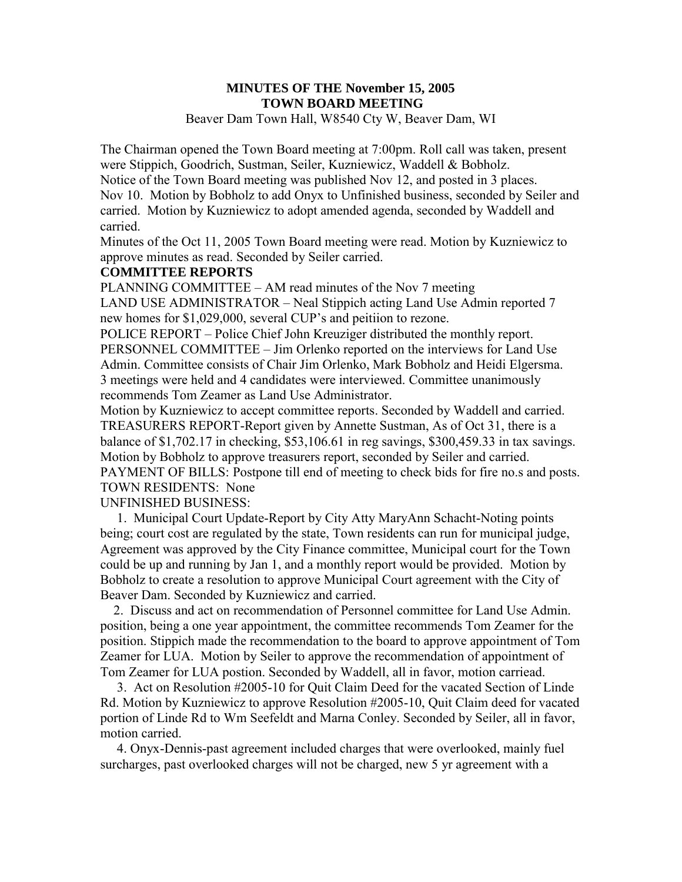# MINUTES OF THE November 15, 2005
# TOWN BOARD MEETING

Beaver Dam Town Hall, W8540 Cty W, Beaver Dam, WI

The Chairman opened the Town Board meeting at 7:00pm. Roll call was taken, present were Stippich, Goodrich, Sustman, Seiler, Kuzniewicz, Waddell & Bobholz.
Notice of the Town Board meeting was published Nov 12, and posted in 3 places.
Nov 10. Motion by Bobholz to add Onyx to Unfinished business, seconded by Seiler and carried. Motion by Kuzniewicz to adopt amended agenda, seconded by Waddell and carried.
Minutes of the Oct 11, 2005 Town Board meeting were read. Motion by Kuzniewicz to approve minutes as read. Seconded by Seiler carried.

**COMMITTEE REPORTS**

PLANNING COMMITTEE – AM read minutes of the Nov 7 meeting
LAND USE ADMINISTRATOR – Neal Stippich acting Land Use Admin reported 7 new homes for $1,029,000, several CUP's and peitiion to rezone.
POLICE REPORT – Police Chief John Kreuziger distributed the monthly report.
PERSONNEL COMMITTEE – Jim Orlenko reported on the interviews for Land Use Admin. Committee consists of Chair Jim Orlenko, Mark Bobholz and Heidi Elgersma. 3 meetings were held and 4 candidates were interviewed. Committee unanimously recommends Tom Zeamer as Land Use Administrator.
Motion by Kuzniewicz to accept committee reports. Seconded by Waddell and carried.
TREASURERS REPORT-Report given by Annette Sustman, As of Oct 31, there is a balance of $1,702.17 in checking, $53,106.61 in reg savings, $300,459.33 in tax savings. Motion by Bobholz to approve treasurers report, seconded by Seiler and carried.
PAYMENT OF BILLS: Postpone till end of meeting to check bids for fire no.s and posts.
TOWN RESIDENTS: None
UNFINISHED BUSINESS:

1. Municipal Court Update-Report by City Atty MaryAnn Schacht-Noting points being; court cost are regulated by the state, Town residents can run for municipal judge, Agreement was approved by the City Finance committee, Municipal court for the Town could be up and running by Jan 1, and a monthly report would be provided. Motion by Bobholz to create a resolution to approve Municipal Court agreement with the City of Beaver Dam. Seconded by Kuzniewicz and carried.
2. Discuss and act on recommendation of Personnel committee for Land Use Admin. position, being a one year appointment, the committee recommends Tom Zeamer for the position. Stippich made the recommendation to the board to approve appointment of Tom Zeamer for LUA. Motion by Seiler to approve the recommendation of appointment of Tom Zeamer for LUA postion. Seconded by Waddell, all in favor, motion carriead.
3. Act on Resolution #2005-10 for Quit Claim Deed for the vacated Section of Linde Rd. Motion by Kuzniewicz to approve Resolution #2005-10, Quit Claim deed for vacated portion of Linde Rd to Wm Seefeldt and Marna Conley. Seconded by Seiler, all in favor, motion carried.
4. Onyx-Dennis-past agreement included charges that were overlooked, mainly fuel surcharges, past overlooked charges will not be charged, new 5 yr agreement with a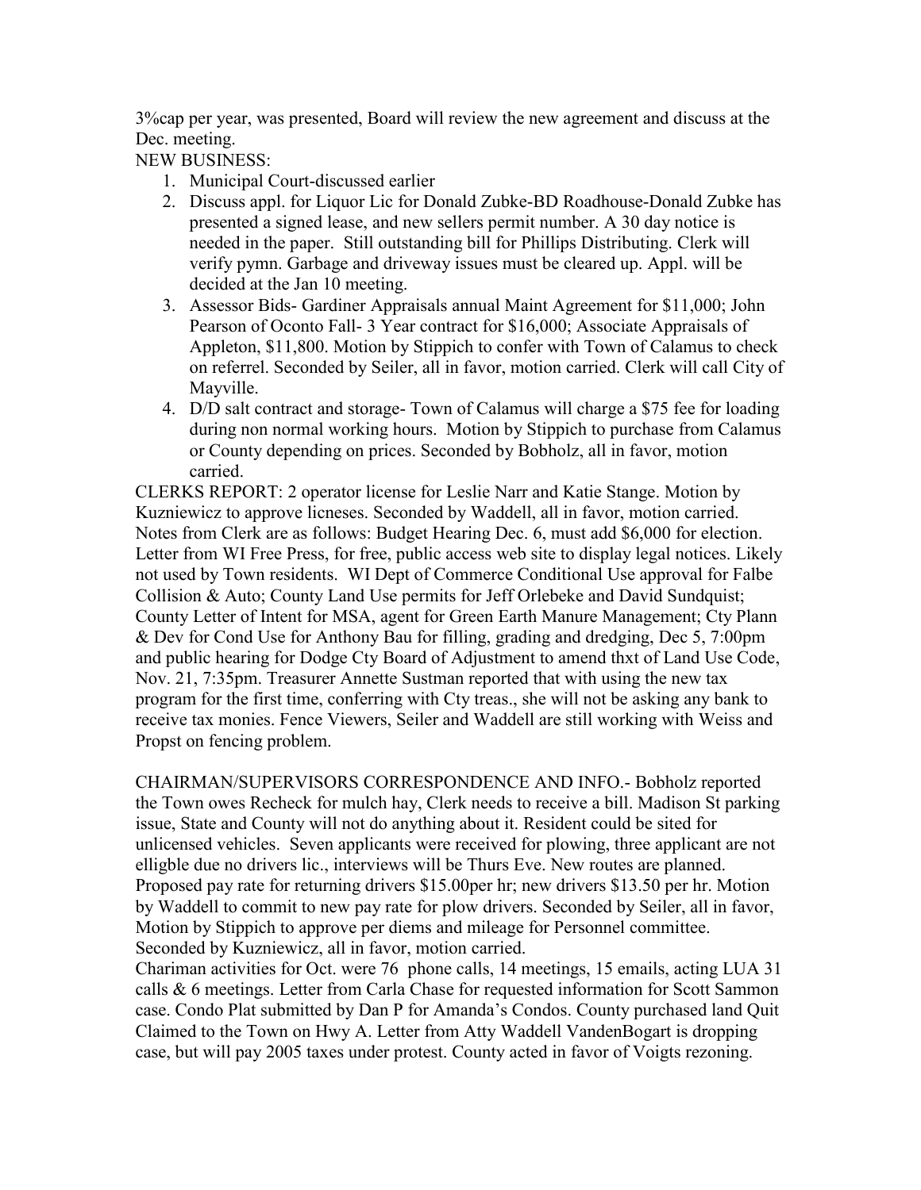3%cap per year, was presented, Board will review the new agreement and discuss at the Dec. meeting.

NEW BUSINESS:

1. Municipal Court-discussed earlier
2. Discuss appl. for Liquor Lic for Donald Zubke-BD Roadhouse-Donald Zubke has presented a signed lease, and new sellers permit number. A 30 day notice is needed in the paper. Still outstanding bill for Phillips Distributing. Clerk will verify pymn. Garbage and driveway issues must be cleared up. Appl. will be decided at the Jan 10 meeting.
3. Assessor Bids- Gardiner Appraisals annual Maint Agreement for $11,000; John Pearson of Oconto Fall- 3 Year contract for $16,000; Associate Appraisals of Appleton, $11,800. Motion by Stippich to confer with Town of Calamus to check on referrel. Seconded by Seiler, all in favor, motion carried. Clerk will call City of Mayville.
4. D/D salt contract and storage- Town of Calamus will charge a $75 fee for loading during non normal working hours. Motion by Stippich to purchase from Calamus or County depending on prices. Seconded by Bobholz, all in favor, motion carried.

CLERKS REPORT: 2 operator license for Leslie Narr and Katie Stange. Motion by Kuzniewicz to approve licneses. Seconded by Waddell, all in favor, motion carried. Notes from Clerk are as follows: Budget Hearing Dec. 6, must add $6,000 for election. Letter from WI Free Press, for free, public access web site to display legal notices. Likely not used by Town residents. WI Dept of Commerce Conditional Use approval for Falbe Collision & Auto; County Land Use permits for Jeff Orlebeke and David Sundquist; County Letter of Intent for MSA, agent for Green Earth Manure Management; Cty Plann & Dev for Cond Use for Anthony Bau for filling, grading and dredging, Dec 5, 7:00pm and public hearing for Dodge Cty Board of Adjustment to amend thxt of Land Use Code, Nov. 21, 7:35pm. Treasurer Annette Sustman reported that with using the new tax program for the first time, conferring with Cty treas., she will not be asking any bank to receive tax monies. Fence Viewers, Seiler and Waddell are still working with Weiss and Propst on fencing problem.

CHAIRMAN/SUPERVISORS CORRESPONDENCE AND INFO.- Bobholz reported the Town owes Recheck for mulch hay, Clerk needs to receive a bill. Madison St parking issue, State and County will not do anything about it. Resident could be sited for unlicensed vehicles. Seven applicants were received for plowing, three applicant are not elligble due no drivers lic., interviews will be Thurs Eve. New routes are planned. Proposed pay rate for returning drivers $15.00per hr; new drivers $13.50 per hr. Motion by Waddell to commit to new pay rate for plow drivers. Seconded by Seiler, all in favor, Motion by Stippich to approve per diems and mileage for Personnel committee. Seconded by Kuzniewicz, all in favor, motion carried.

Chariman activities for Oct. were 76 phone calls, 14 meetings, 15 emails, acting LUA 31 calls & 6 meetings. Letter from Carla Chase for requested information for Scott Sammon case. Condo Plat submitted by Dan P for Amanda's Condos. County purchased land Quit Claimed to the Town on Hwy A. Letter from Atty Waddell VandenBogart is dropping case, but will pay 2005 taxes under protest. County acted in favor of Voigts rezoning.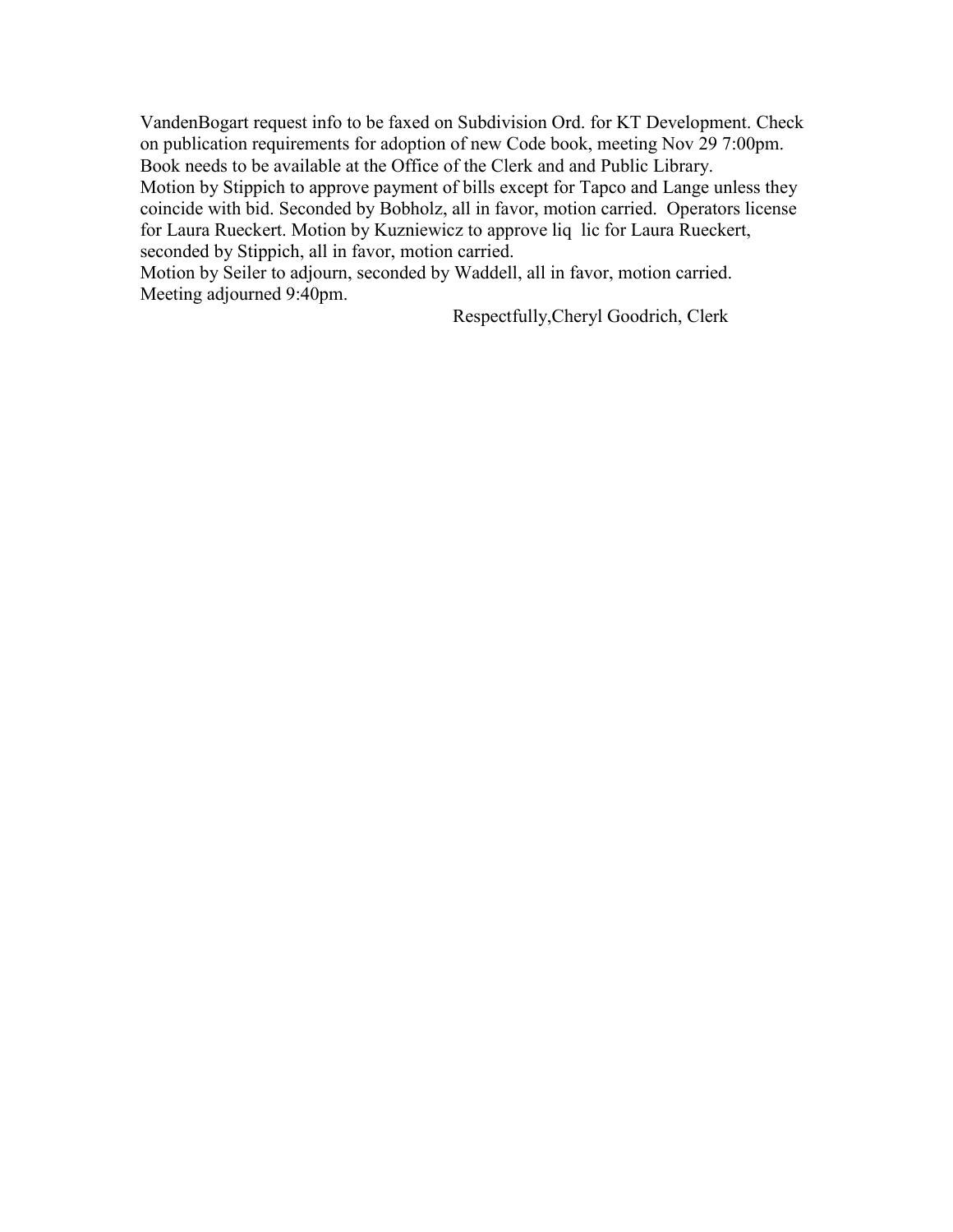VandenBogart request info to be faxed on Subdivision Ord. for KT Development. Check on publication requirements for adoption of new Code book, meeting Nov 29 7:00pm. Book needs to be available at the Office of the Clerk and and Public Library.
Motion by Stippich to approve payment of bills except for Tapco and Lange unless they coincide with bid. Seconded by Bobholz, all in favor, motion carried. Operators license for Laura Rueckert. Motion by Kuzniewicz to approve liq lic for Laura Rueckert, seconded by Stippich, all in favor, motion carried.
Motion by Seiler to adjourn, seconded by Waddell, all in favor, motion carried.
Meeting adjourned 9:40pm.

Respectfully,Cheryl Goodrich, Clerk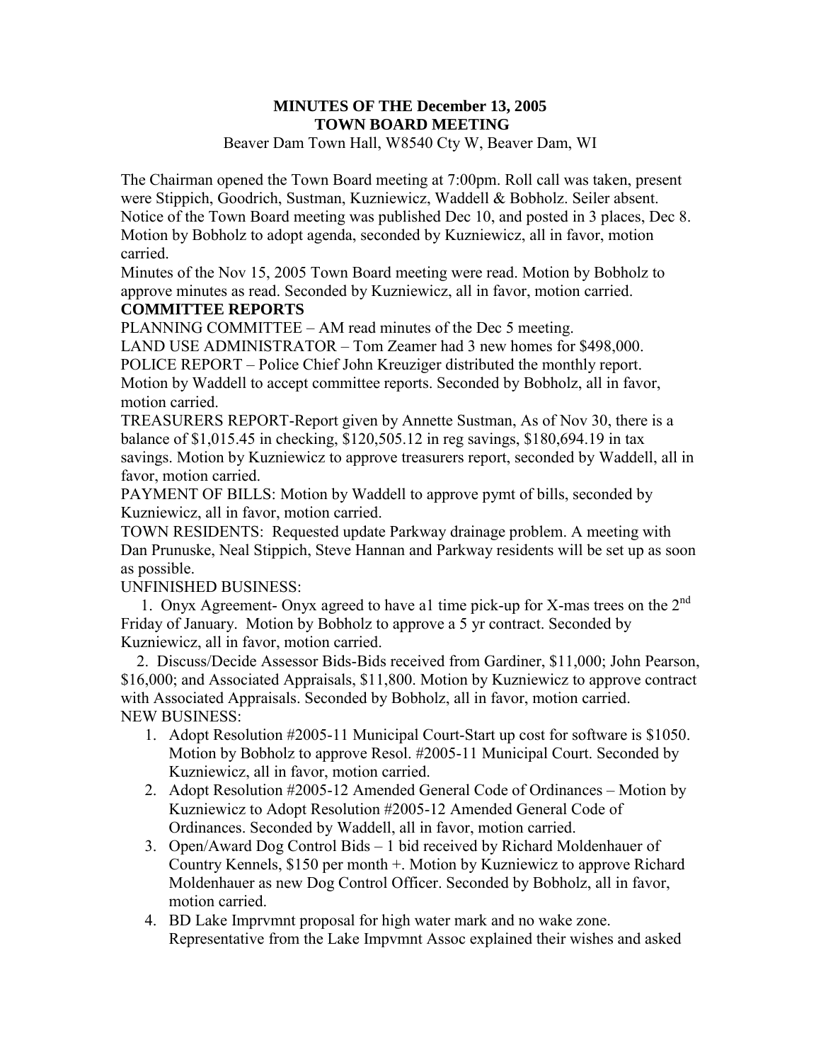**MINUTES OF THE December 13, 2005**
**TOWN BOARD MEETING**
Beaver Dam Town Hall, W8540 Cty W, Beaver Dam, WI

The Chairman opened the Town Board meeting at 7:00pm. Roll call was taken, present were Stippich, Goodrich, Sustman, Kuzniewicz, Waddell & Bobholz. Seiler absent. Notice of the Town Board meeting was published Dec 10, and posted in 3 places, Dec 8. Motion by Bobholz to adopt agenda, seconded by Kuzniewicz, all in favor, motion carried.
Minutes of the Nov 15, 2005 Town Board meeting were read. Motion by Bobholz to approve minutes as read. Seconded by Kuzniewicz, all in favor, motion carried.

**COMMITTEE REPORTS**

PLANNING COMMITTEE – AM read minutes of the Dec 5 meeting.
LAND USE ADMINISTRATOR – Tom Zeamer had 3 new homes for $498,000.
POLICE REPORT – Police Chief John Kreuziger distributed the monthly report.
Motion by Waddell to accept committee reports. Seconded by Bobholz, all in favor, motion carried.
TREASURERS REPORT-Report given by Annette Sustman, As of Nov 30, there is a balance of $1,015.45 in checking, $120,505.12 in reg savings, $180,694.19 in tax savings. Motion by Kuzniewicz to approve treasurers report, seconded by Waddell, all in favor, motion carried.
PAYMENT OF BILLS: Motion by Waddell to approve pymt of bills, seconded by Kuzniewicz, all in favor, motion carried.
TOWN RESIDENTS: Requested update Parkway drainage problem. A meeting with Dan Prunuske, Neal Stippich, Steve Hannan and Parkway residents will be set up as soon as possible.
UNFINISHED BUSINESS:

1. Onyx Agreement- Onyx agreed to have a1 time pick-up for X-mas trees on the 2nd Friday of January. Motion by Bobholz to approve a 5 yr contract. Seconded by Kuzniewicz, all in favor, motion carried.
2. Discuss/Decide Assessor Bids-Bids received from Gardiner, $11,000; John Pearson, $16,000; and Associated Appraisals, $11,800. Motion by Kuzniewicz to approve contract with Associated Appraisals. Seconded by Bobholz, all in favor, motion carried.

NEW BUSINESS:

1. Adopt Resolution #2005-11 Municipal Court-Start up cost for software is $1050. Motion by Bobholz to approve Resol. #2005-11 Municipal Court. Seconded by Kuzniewicz, all in favor, motion carried.
2. Adopt Resolution #2005-12 Amended General Code of Ordinances – Motion by Kuzniewicz to Adopt Resolution #2005-12 Amended General Code of Ordinances. Seconded by Waddell, all in favor, motion carried.
3. Open/Award Dog Control Bids – 1 bid received by Richard Moldenhauer of Country Kennels, $150 per month +. Motion by Kuzniewicz to approve Richard Moldenhauer as new Dog Control Officer. Seconded by Bobholz, all in favor, motion carried.
4. BD Lake Imprvmnt proposal for high water mark and no wake zone. Representative from the Lake Impvmnt Assoc explained their wishes and asked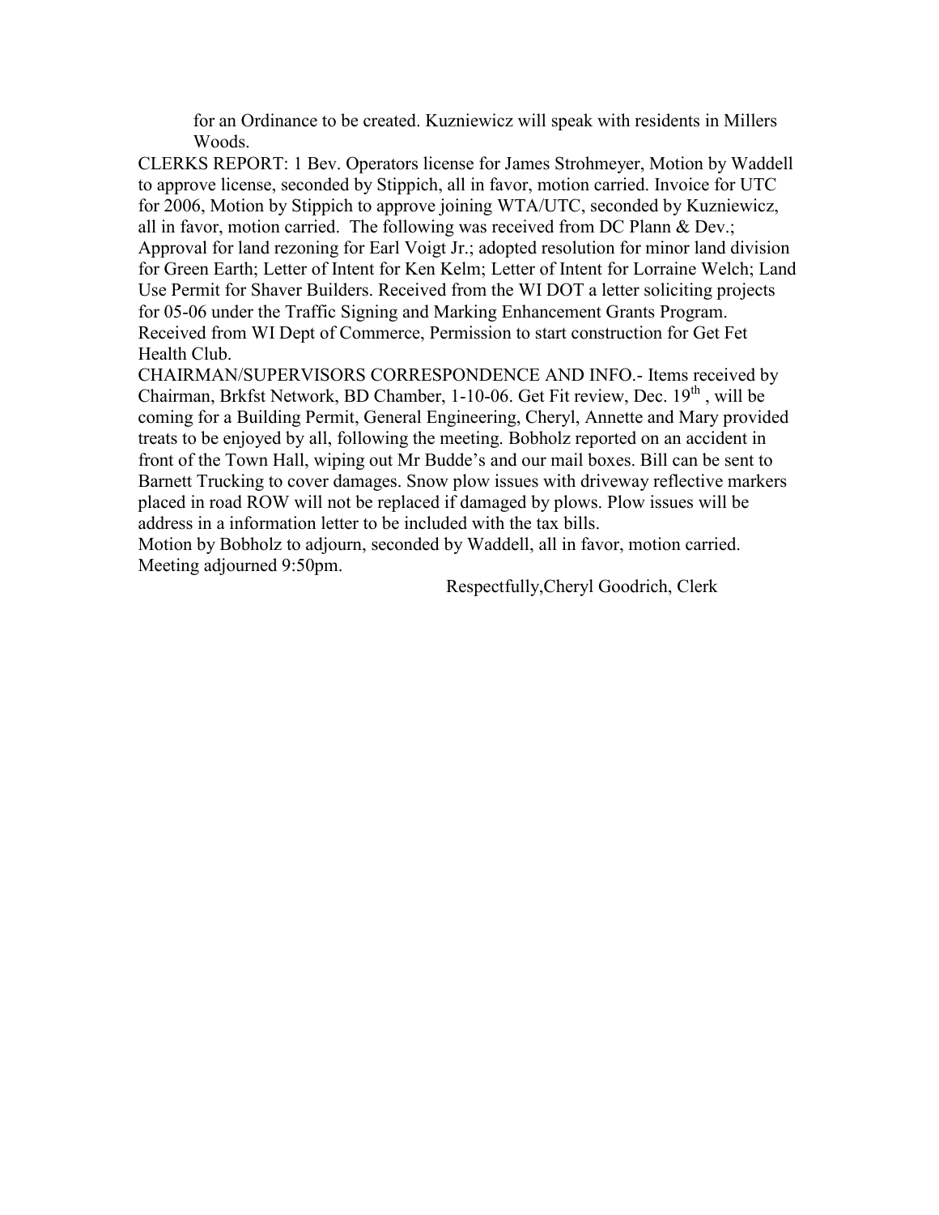for an Ordinance to be created. Kuzniewicz will speak with residents in Millers Woods.

CLERKS REPORT: 1 Bev. Operators license for James Strohmeyer, Motion by Waddell to approve license, seconded by Stippich, all in favor, motion carried. Invoice for UTC for 2006, Motion by Stippich to approve joining WTA/UTC, seconded by Kuzniewicz, all in favor, motion carried. The following was received from DC Plann & Dev.; Approval for land rezoning for Earl Voigt Jr.; adopted resolution for minor land division for Green Earth; Letter of Intent for Ken Kelm; Letter of Intent for Lorraine Welch; Land Use Permit for Shaver Builders. Received from the WI DOT a letter soliciting projects for 05-06 under the Traffic Signing and Marking Enhancement Grants Program. Received from WI Dept of Commerce, Permission to start construction for Get Fet Health Club.

CHAIRMAN/SUPERVISORS CORRESPONDENCE AND INFO.- Items received by Chairman, Brkfst Network, BD Chamber, 1-10-06. Get Fit review, Dec. 19th , will be coming for a Building Permit, General Engineering, Cheryl, Annette and Mary provided treats to be enjoyed by all, following the meeting. Bobholz reported on an accident in front of the Town Hall, wiping out Mr Budde's and our mail boxes. Bill can be sent to Barnett Trucking to cover damages. Snow plow issues with driveway reflective markers placed in road ROW will not be replaced if damaged by plows. Plow issues will be address in a information letter to be included with the tax bills.

Motion by Bobholz to adjourn, seconded by Waddell, all in favor, motion carried. Meeting adjourned 9:50pm.

Respectfully,Cheryl Goodrich, Clerk